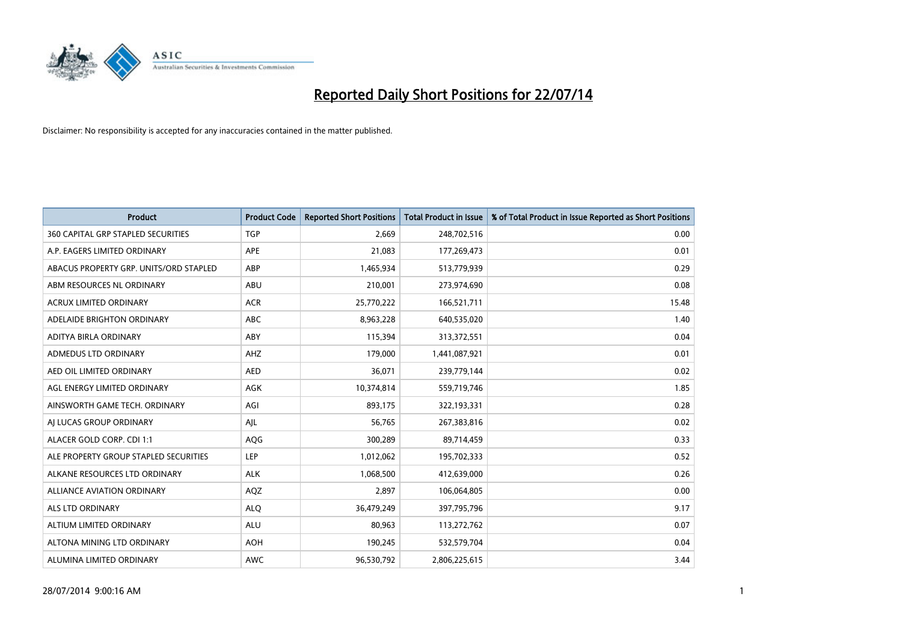# Reported Daily Short Positions for 22/07/14

Disclaimer: No responsibility is accepted for any inaccuracies contained in the matter published.

| Product | Product Code | Reported Short Positions | Total Product in Issue | % of Total Product in Issue Reported as Short Positions |
|---|---|---|---|---|
| 360 CAPITAL GRP STAPLED SECURITIES | TGP | 2,669 | 248,702,516 | 0.00 |
| A.P. EAGERS LIMITED ORDINARY | APE | 21,083 | 177,269,473 | 0.01 |
| ABACUS PROPERTY GRP. UNITS/ORD STAPLED | ABP | 1,465,934 | 513,779,939 | 0.29 |
| ABM RESOURCES NL ORDINARY | ABU | 210,001 | 273,974,690 | 0.08 |
| ACRUX LIMITED ORDINARY | ACR | 25,770,222 | 166,521,711 | 15.48 |
| ADELAIDE BRIGHTON ORDINARY | ABC | 8,963,228 | 640,535,020 | 1.40 |
| ADITYA BIRLA ORDINARY | ABY | 115,394 | 313,372,551 | 0.04 |
| ADMEDUS LTD ORDINARY | AHZ | 179,000 | 1,441,087,921 | 0.01 |
| AED OIL LIMITED ORDINARY | AED | 36,071 | 239,779,144 | 0.02 |
| AGL ENERGY LIMITED ORDINARY | AGK | 10,374,814 | 559,719,746 | 1.85 |
| AINSWORTH GAME TECH. ORDINARY | AGI | 893,175 | 322,193,331 | 0.28 |
| AJ LUCAS GROUP ORDINARY | AJL | 56,765 | 267,383,816 | 0.02 |
| ALACER GOLD CORP. CDI 1:1 | AQG | 300,289 | 89,714,459 | 0.33 |
| ALE PROPERTY GROUP STAPLED SECURITIES | LEP | 1,012,062 | 195,702,333 | 0.52 |
| ALKANE RESOURCES LTD ORDINARY | ALK | 1,068,500 | 412,639,000 | 0.26 |
| ALLIANCE AVIATION ORDINARY | AQZ | 2,897 | 106,064,805 | 0.00 |
| ALS LTD ORDINARY | ALQ | 36,479,249 | 397,795,796 | 9.17 |
| ALTIUM LIMITED ORDINARY | ALU | 80,963 | 113,272,762 | 0.07 |
| ALTONA MINING LTD ORDINARY | AOH | 190,245 | 532,579,704 | 0.04 |
| ALUMINA LIMITED ORDINARY | AWC | 96,530,792 | 2,806,225,615 | 3.44 |

28/07/2014 9:00:16 AM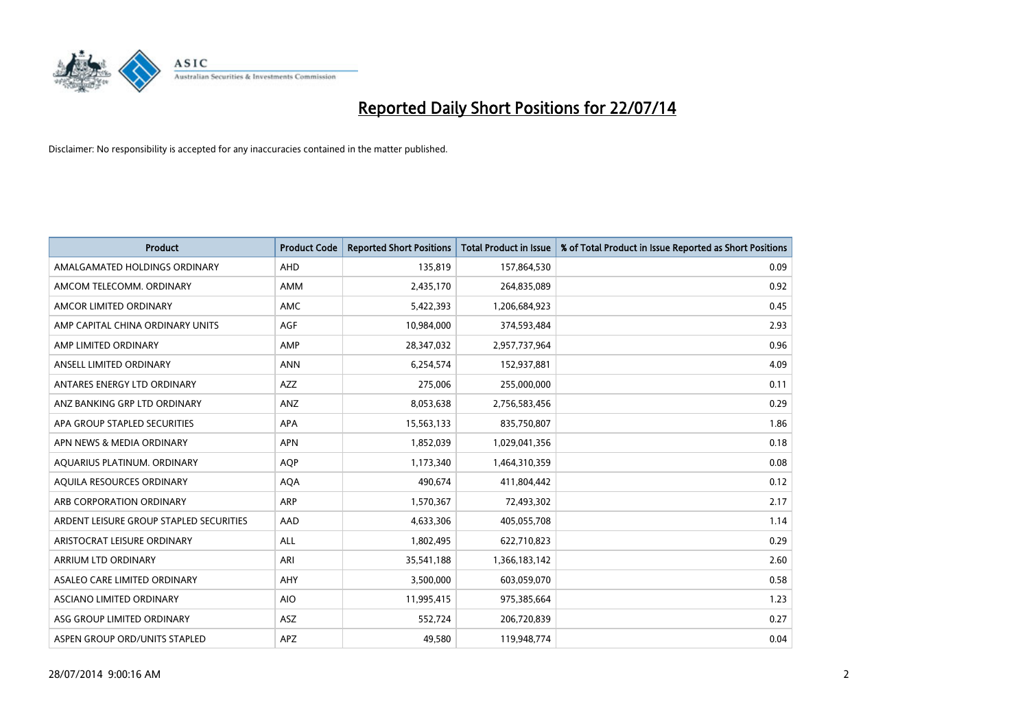# Reported Daily Short Positions for 22/07/14

Disclaimer: No responsibility is accepted for any inaccuracies contained in the matter published.

| Product | Product Code | Reported Short Positions | Total Product in Issue | % of Total Product in Issue Reported as Short Positions |
|---|---|---|---|---|
| AMALGAMATED HOLDINGS ORDINARY | AHD | 135,819 | 157,864,530 | 0.09 |
| AMCOM TELECOMM. ORDINARY | AMM | 2,435,170 | 264,835,089 | 0.92 |
| AMCOR LIMITED ORDINARY | AMC | 5,422,393 | 1,206,684,923 | 0.45 |
| AMP CAPITAL CHINA ORDINARY UNITS | AGF | 10,984,000 | 374,593,484 | 2.93 |
| AMP LIMITED ORDINARY | AMP | 28,347,032 | 2,957,737,964 | 0.96 |
| ANSELL LIMITED ORDINARY | ANN | 6,254,574 | 152,937,881 | 4.09 |
| ANTARES ENERGY LTD ORDINARY | AZZ | 275,006 | 255,000,000 | 0.11 |
| ANZ BANKING GRP LTD ORDINARY | ANZ | 8,053,638 | 2,756,583,456 | 0.29 |
| APA GROUP STAPLED SECURITIES | APA | 15,563,133 | 835,750,807 | 1.86 |
| APN NEWS & MEDIA ORDINARY | APN | 1,852,039 | 1,029,041,356 | 0.18 |
| AQUARIUS PLATINUM. ORDINARY | AQP | 1,173,340 | 1,464,310,359 | 0.08 |
| AQUILA RESOURCES ORDINARY | AQA | 490,674 | 411,804,442 | 0.12 |
| ARB CORPORATION ORDINARY | ARP | 1,570,367 | 72,493,302 | 2.17 |
| ARDENT LEISURE GROUP STAPLED SECURITIES | AAD | 4,633,306 | 405,055,708 | 1.14 |
| ARISTOCRAT LEISURE ORDINARY | ALL | 1,802,495 | 622,710,823 | 0.29 |
| ARRIUM LTD ORDINARY | ARI | 35,541,188 | 1,366,183,142 | 2.60 |
| ASALEO CARE LIMITED ORDINARY | AHY | 3,500,000 | 603,059,070 | 0.58 |
| ASCIANO LIMITED ORDINARY | AIO | 11,995,415 | 975,385,664 | 1.23 |
| ASG GROUP LIMITED ORDINARY | ASZ | 552,724 | 206,720,839 | 0.27 |
| ASPEN GROUP ORD/UNITS STAPLED | APZ | 49,580 | 119,948,774 | 0.04 |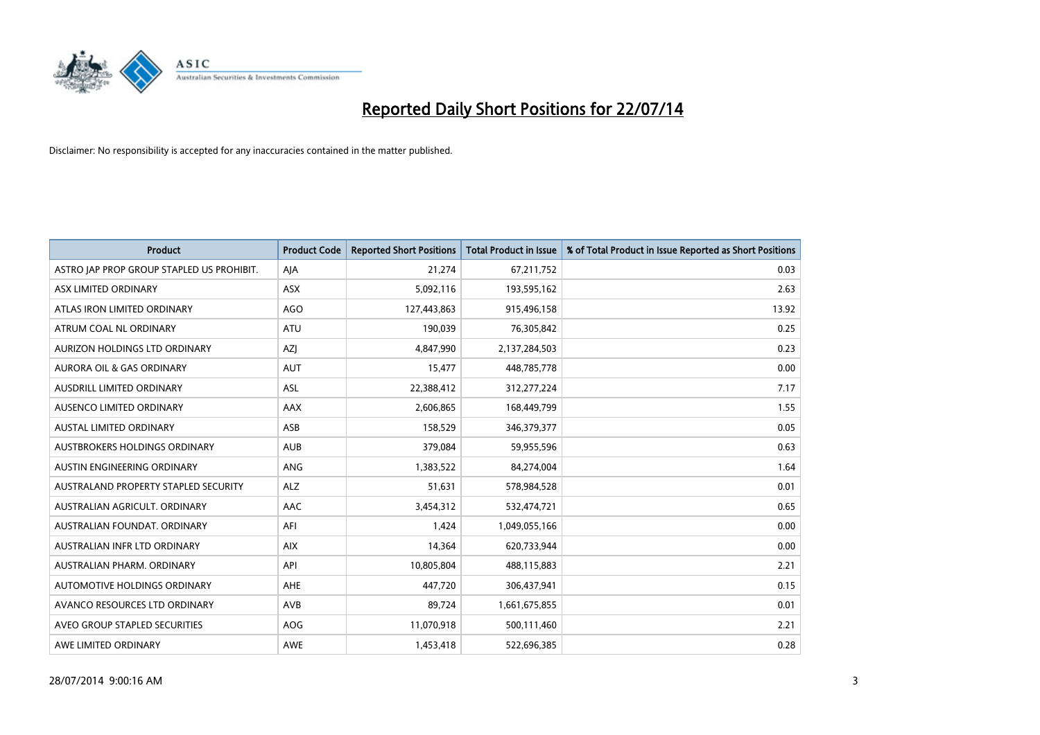# Reported Daily Short Positions for 22/07/14

Disclaimer: No responsibility is accepted for any inaccuracies contained in the matter published.

| Product | Product Code | Reported Short Positions | Total Product in Issue | % of Total Product in Issue Reported as Short Positions |
|---|---|---|---|---|
| ASTRO JAP PROP GROUP STAPLED US PROHIBIT. | AJA | 21,274 | 67,211,752 | 0.03 |
| ASX LIMITED ORDINARY | ASX | 5,092,116 | 193,595,162 | 2.63 |
| ATLAS IRON LIMITED ORDINARY | AGO | 127,443,863 | 915,496,158 | 13.92 |
| ATRUM COAL NL ORDINARY | ATU | 190,039 | 76,305,842 | 0.25 |
| AURIZON HOLDINGS LTD ORDINARY | AZJ | 4,847,990 | 2,137,284,503 | 0.23 |
| AURORA OIL & GAS ORDINARY | AUT | 15,477 | 448,785,778 | 0.00 |
| AUSDRILL LIMITED ORDINARY | ASL | 22,388,412 | 312,277,224 | 7.17 |
| AUSENCO LIMITED ORDINARY | AAX | 2,606,865 | 168,449,799 | 1.55 |
| AUSTAL LIMITED ORDINARY | ASB | 158,529 | 346,379,377 | 0.05 |
| AUSTBROKERS HOLDINGS ORDINARY | AUB | 379,084 | 59,955,596 | 0.63 |
| AUSTIN ENGINEERING ORDINARY | ANG | 1,383,522 | 84,274,004 | 1.64 |
| AUSTRALAND PROPERTY STAPLED SECURITY | ALZ | 51,631 | 578,984,528 | 0.01 |
| AUSTRALIAN AGRICULT. ORDINARY | AAC | 3,454,312 | 532,474,721 | 0.65 |
| AUSTRALIAN FOUNDAT. ORDINARY | AFI | 1,424 | 1,049,055,166 | 0.00 |
| AUSTRALIAN INFR LTD ORDINARY | AIX | 14,364 | 620,733,944 | 0.00 |
| AUSTRALIAN PHARM. ORDINARY | API | 10,805,804 | 488,115,883 | 2.21 |
| AUTOMOTIVE HOLDINGS ORDINARY | AHE | 447,720 | 306,437,941 | 0.15 |
| AVANCO RESOURCES LTD ORDINARY | AVB | 89,724 | 1,661,675,855 | 0.01 |
| AVEO GROUP STAPLED SECURITIES | AOG | 11,070,918 | 500,111,460 | 2.21 |
| AWE LIMITED ORDINARY | AWE | 1,453,418 | 522,696,385 | 0.28 |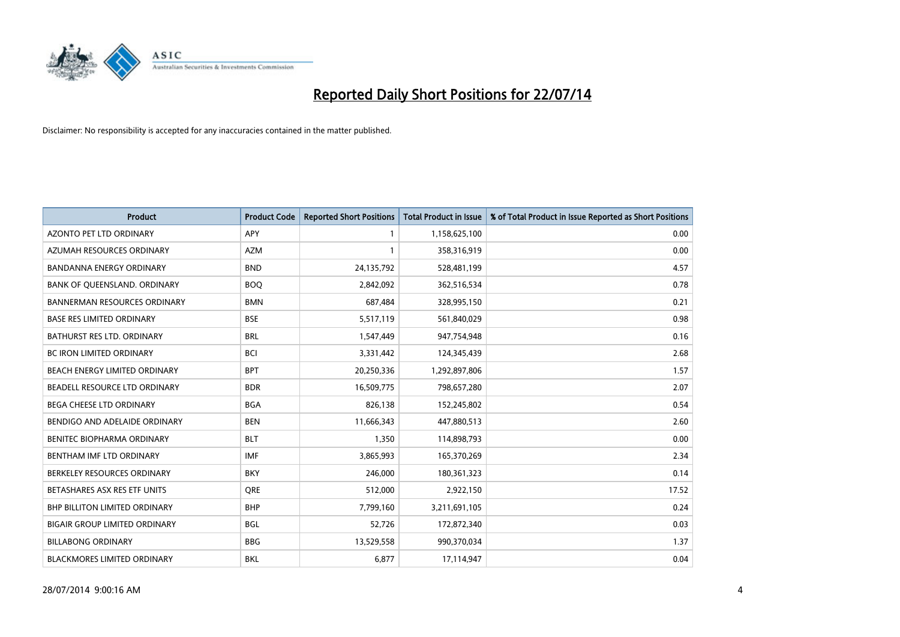# Reported Daily Short Positions for 22/07/14

Disclaimer: No responsibility is accepted for any inaccuracies contained in the matter published.

| Product | Product Code | Reported Short Positions | Total Product in Issue | % of Total Product in Issue Reported as Short Positions |
|---|---|---|---|---|
| AZONTO PET LTD ORDINARY | APY | 1 | 1,158,625,100 | 0.00 |
| AZUMAH RESOURCES ORDINARY | AZM | 1 | 358,316,919 | 0.00 |
| BANDANNA ENERGY ORDINARY | BND | 24,135,792 | 528,481,199 | 4.57 |
| BANK OF QUEENSLAND. ORDINARY | BOQ | 2,842,092 | 362,516,534 | 0.78 |
| BANNERMAN RESOURCES ORDINARY | BMN | 687,484 | 328,995,150 | 0.21 |
| BASE RES LIMITED ORDINARY | BSE | 5,517,119 | 561,840,029 | 0.98 |
| BATHURST RES LTD. ORDINARY | BRL | 1,547,449 | 947,754,948 | 0.16 |
| BC IRON LIMITED ORDINARY | BCI | 3,331,442 | 124,345,439 | 2.68 |
| BEACH ENERGY LIMITED ORDINARY | BPT | 20,250,336 | 1,292,897,806 | 1.57 |
| BEADELL RESOURCE LTD ORDINARY | BDR | 16,509,775 | 798,657,280 | 2.07 |
| BEGA CHEESE LTD ORDINARY | BGA | 826,138 | 152,245,802 | 0.54 |
| BENDIGO AND ADELAIDE ORDINARY | BEN | 11,666,343 | 447,880,513 | 2.60 |
| BENITEC BIOPHARMA ORDINARY | BLT | 1,350 | 114,898,793 | 0.00 |
| BENTHAM IMF LTD ORDINARY | IMF | 3,865,993 | 165,370,269 | 2.34 |
| BERKELEY RESOURCES ORDINARY | BKY | 246,000 | 180,361,323 | 0.14 |
| BETASHARES ASX RES ETF UNITS | QRE | 512,000 | 2,922,150 | 17.52 |
| BHP BILLITON LIMITED ORDINARY | BHP | 7,799,160 | 3,211,691,105 | 0.24 |
| BIGAIR GROUP LIMITED ORDINARY | BGL | 52,726 | 172,872,340 | 0.03 |
| BILLABONG ORDINARY | BBG | 13,529,558 | 990,370,034 | 1.37 |
| BLACKMORES LIMITED ORDINARY | BKL | 6,877 | 17,114,947 | 0.04 |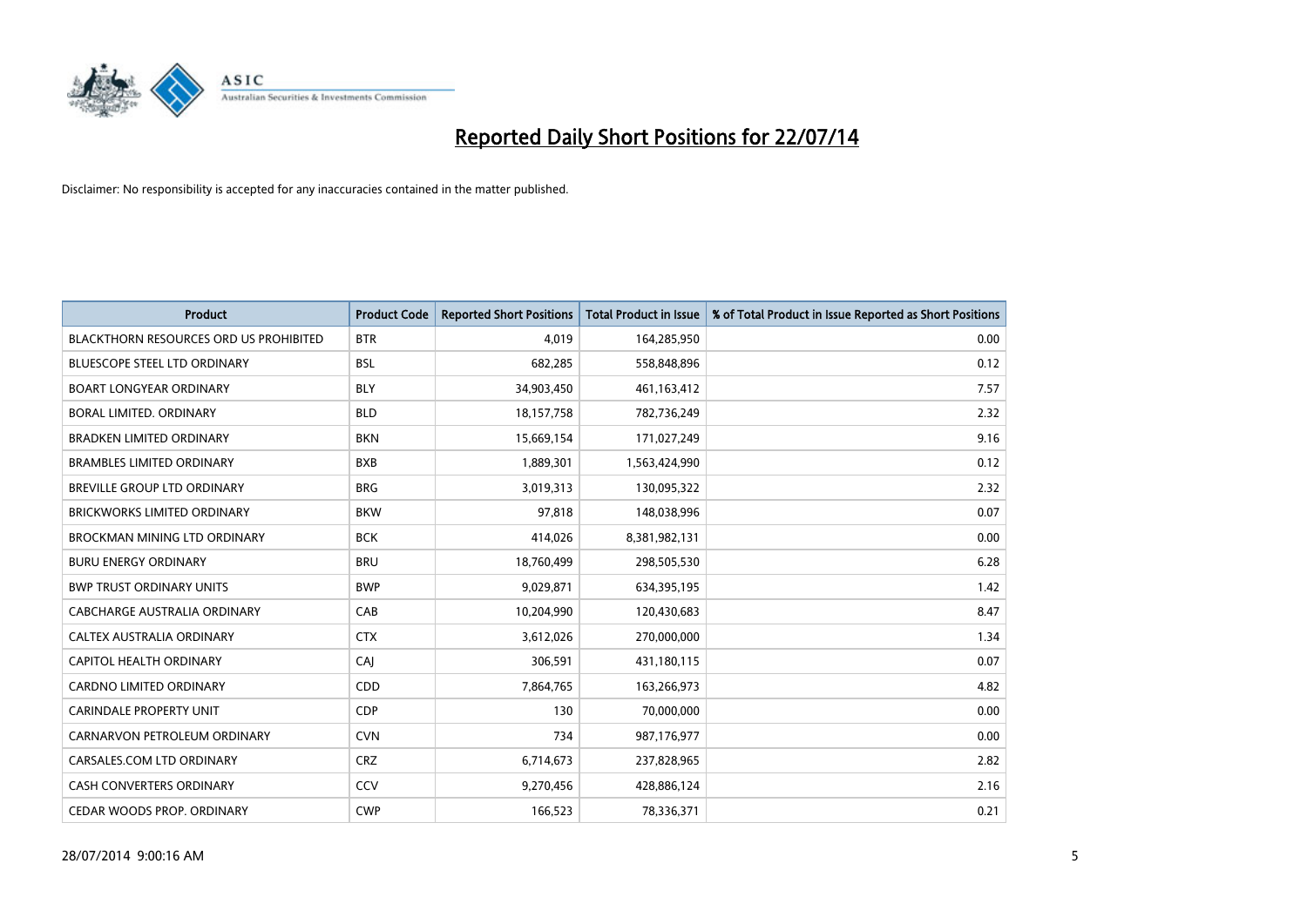# Reported Daily Short Positions for 22/07/14

Disclaimer: No responsibility is accepted for any inaccuracies contained in the matter published.

| Product | Product Code | Reported Short Positions | Total Product in Issue | % of Total Product in Issue Reported as Short Positions |
|---|---|---|---|---|
| BLACKTHORN RESOURCES ORD US PROHIBITED | BTR | 4,019 | 164,285,950 | 0.00 |
| BLUESCOPE STEEL LTD ORDINARY | BSL | 682,285 | 558,848,896 | 0.12 |
| BOART LONGYEAR ORDINARY | BLY | 34,903,450 | 461,163,412 | 7.57 |
| BORAL LIMITED. ORDINARY | BLD | 18,157,758 | 782,736,249 | 2.32 |
| BRADKEN LIMITED ORDINARY | BKN | 15,669,154 | 171,027,249 | 9.16 |
| BRAMBLES LIMITED ORDINARY | BXB | 1,889,301 | 1,563,424,990 | 0.12 |
| BREVILLE GROUP LTD ORDINARY | BRG | 3,019,313 | 130,095,322 | 2.32 |
| BRICKWORKS LIMITED ORDINARY | BKW | 97,818 | 148,038,996 | 0.07 |
| BROCKMAN MINING LTD ORDINARY | BCK | 414,026 | 8,381,982,131 | 0.00 |
| BURU ENERGY ORDINARY | BRU | 18,760,499 | 298,505,530 | 6.28 |
| BWP TRUST ORDINARY UNITS | BWP | 9,029,871 | 634,395,195 | 1.42 |
| CABCHARGE AUSTRALIA ORDINARY | CAB | 10,204,990 | 120,430,683 | 8.47 |
| CALTEX AUSTRALIA ORDINARY | CTX | 3,612,026 | 270,000,000 | 1.34 |
| CAPITOL HEALTH ORDINARY | CAJ | 306,591 | 431,180,115 | 0.07 |
| CARDNO LIMITED ORDINARY | CDD | 7,864,765 | 163,266,973 | 4.82 |
| CARINDALE PROPERTY UNIT | CDP | 130 | 70,000,000 | 0.00 |
| CARNARVON PETROLEUM ORDINARY | CVN | 734 | 987,176,977 | 0.00 |
| CARSALES.COM LTD ORDINARY | CRZ | 6,714,673 | 237,828,965 | 2.82 |
| CASH CONVERTERS ORDINARY | CCV | 9,270,456 | 428,886,124 | 2.16 |
| CEDAR WOODS PROP. ORDINARY | CWP | 166,523 | 78,336,371 | 0.21 |

28/07/2014 9:00:16 AM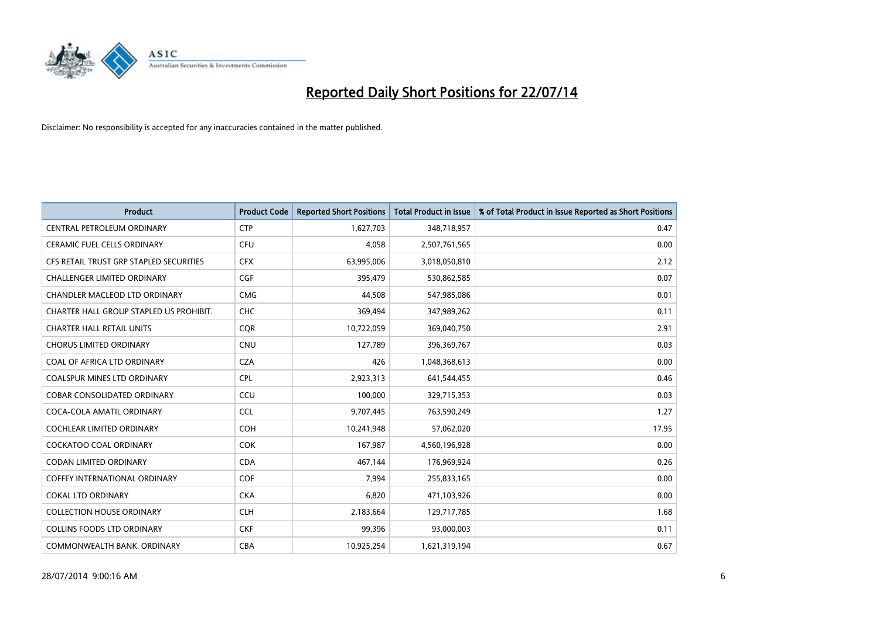# Reported Daily Short Positions for 22/07/14

Disclaimer: No responsibility is accepted for any inaccuracies contained in the matter published.

| Product | Product Code | Reported Short Positions | Total Product in Issue | % of Total Product in Issue Reported as Short Positions |
|---|---|---|---|---|
| CENTRAL PETROLEUM ORDINARY | CTP | 1,627,703 | 348,718,957 | 0.47 |
| CERAMIC FUEL CELLS ORDINARY | CFU | 4,058 | 2,507,761,565 | 0.00 |
| CFS RETAIL TRUST GRP STAPLED SECURITIES | CFX | 63,995,006 | 3,018,050,810 | 2.12 |
| CHALLENGER LIMITED ORDINARY | CGF | 395,479 | 530,862,585 | 0.07 |
| CHANDLER MACLEOD LTD ORDINARY | CMG | 44,508 | 547,985,086 | 0.01 |
| CHARTER HALL GROUP STAPLED US PROHIBIT. | CHC | 369,494 | 347,989,262 | 0.11 |
| CHARTER HALL RETAIL UNITS | CQR | 10,722,059 | 369,040,750 | 2.91 |
| CHORUS LIMITED ORDINARY | CNU | 127,789 | 396,369,767 | 0.03 |
| COAL OF AFRICA LTD ORDINARY | CZA | 426 | 1,048,368,613 | 0.00 |
| COALSPUR MINES LTD ORDINARY | CPL | 2,923,313 | 641,544,455 | 0.46 |
| COBAR CONSOLIDATED ORDINARY | CCU | 100,000 | 329,715,353 | 0.03 |
| COCA-COLA AMATIL ORDINARY | CCL | 9,707,445 | 763,590,249 | 1.27 |
| COCHLEAR LIMITED ORDINARY | COH | 10,241,948 | 57,062,020 | 17.95 |
| COCKATOO COAL ORDINARY | COK | 167,987 | 4,560,196,928 | 0.00 |
| CODAN LIMITED ORDINARY | CDA | 467,144 | 176,969,924 | 0.26 |
| COFFEY INTERNATIONAL ORDINARY | COF | 7,994 | 255,833,165 | 0.00 |
| COKAL LTD ORDINARY | CKA | 6,820 | 471,103,926 | 0.00 |
| COLLECTION HOUSE ORDINARY | CLH | 2,183,664 | 129,717,785 | 1.68 |
| COLLINS FOODS LTD ORDINARY | CKF | 99,396 | 93,000,003 | 0.11 |
| COMMONWEALTH BANK. ORDINARY | CBA | 10,925,254 | 1,621,319,194 | 0.67 |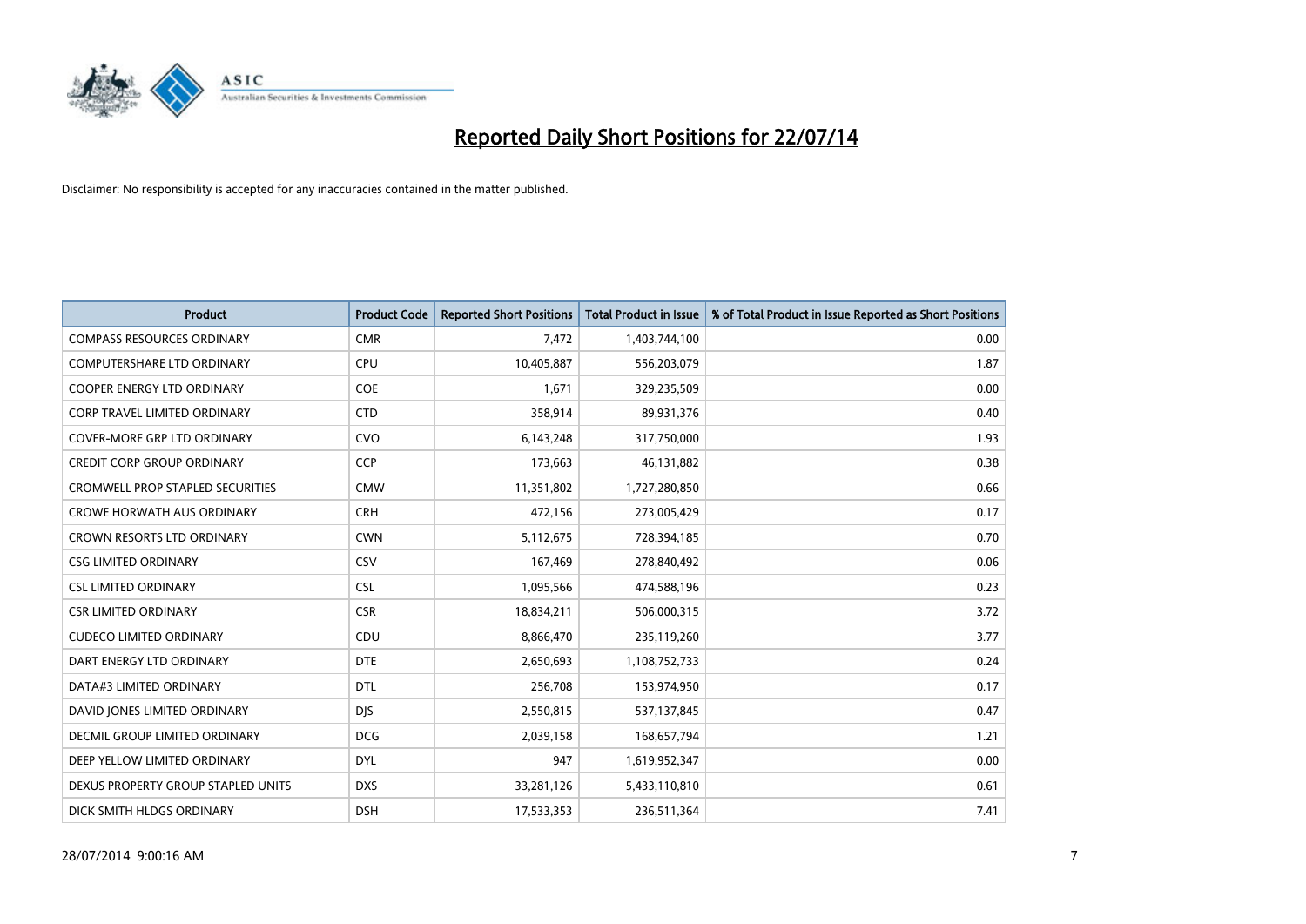# Reported Daily Short Positions for 22/07/14

Disclaimer: No responsibility is accepted for any inaccuracies contained in the matter published.

| Product | Product Code | Reported Short Positions | Total Product in Issue | % of Total Product in Issue Reported as Short Positions |
|---|---|---|---|---|
| COMPASS RESOURCES ORDINARY | CMR | 7,472 | 1,403,744,100 | 0.00 |
| COMPUTERSHARE LTD ORDINARY | CPU | 10,405,887 | 556,203,079 | 1.87 |
| COOPER ENERGY LTD ORDINARY | COE | 1,671 | 329,235,509 | 0.00 |
| CORP TRAVEL LIMITED ORDINARY | CTD | 358,914 | 89,931,376 | 0.40 |
| COVER-MORE GRP LTD ORDINARY | CVO | 6,143,248 | 317,750,000 | 1.93 |
| CREDIT CORP GROUP ORDINARY | CCP | 173,663 | 46,131,882 | 0.38 |
| CROMWELL PROP STAPLED SECURITIES | CMW | 11,351,802 | 1,727,280,850 | 0.66 |
| CROWE HORWATH AUS ORDINARY | CRH | 472,156 | 273,005,429 | 0.17 |
| CROWN RESORTS LTD ORDINARY | CWN | 5,112,675 | 728,394,185 | 0.70 |
| CSG LIMITED ORDINARY | CSV | 167,469 | 278,840,492 | 0.06 |
| CSL LIMITED ORDINARY | CSL | 1,095,566 | 474,588,196 | 0.23 |
| CSR LIMITED ORDINARY | CSR | 18,834,211 | 506,000,315 | 3.72 |
| CUDECO LIMITED ORDINARY | CDU | 8,866,470 | 235,119,260 | 3.77 |
| DART ENERGY LTD ORDINARY | DTE | 2,650,693 | 1,108,752,733 | 0.24 |
| DATA#3 LIMITED ORDINARY | DTL | 256,708 | 153,974,950 | 0.17 |
| DAVID JONES LIMITED ORDINARY | DJS | 2,550,815 | 537,137,845 | 0.47 |
| DECMIL GROUP LIMITED ORDINARY | DCG | 2,039,158 | 168,657,794 | 1.21 |
| DEEP YELLOW LIMITED ORDINARY | DYL | 947 | 1,619,952,347 | 0.00 |
| DEXUS PROPERTY GROUP STAPLED UNITS | DXS | 33,281,126 | 5,433,110,810 | 0.61 |
| DICK SMITH HLDGS ORDINARY | DSH | 17,533,353 | 236,511,364 | 7.41 |

28/07/2014 9:00:16 AM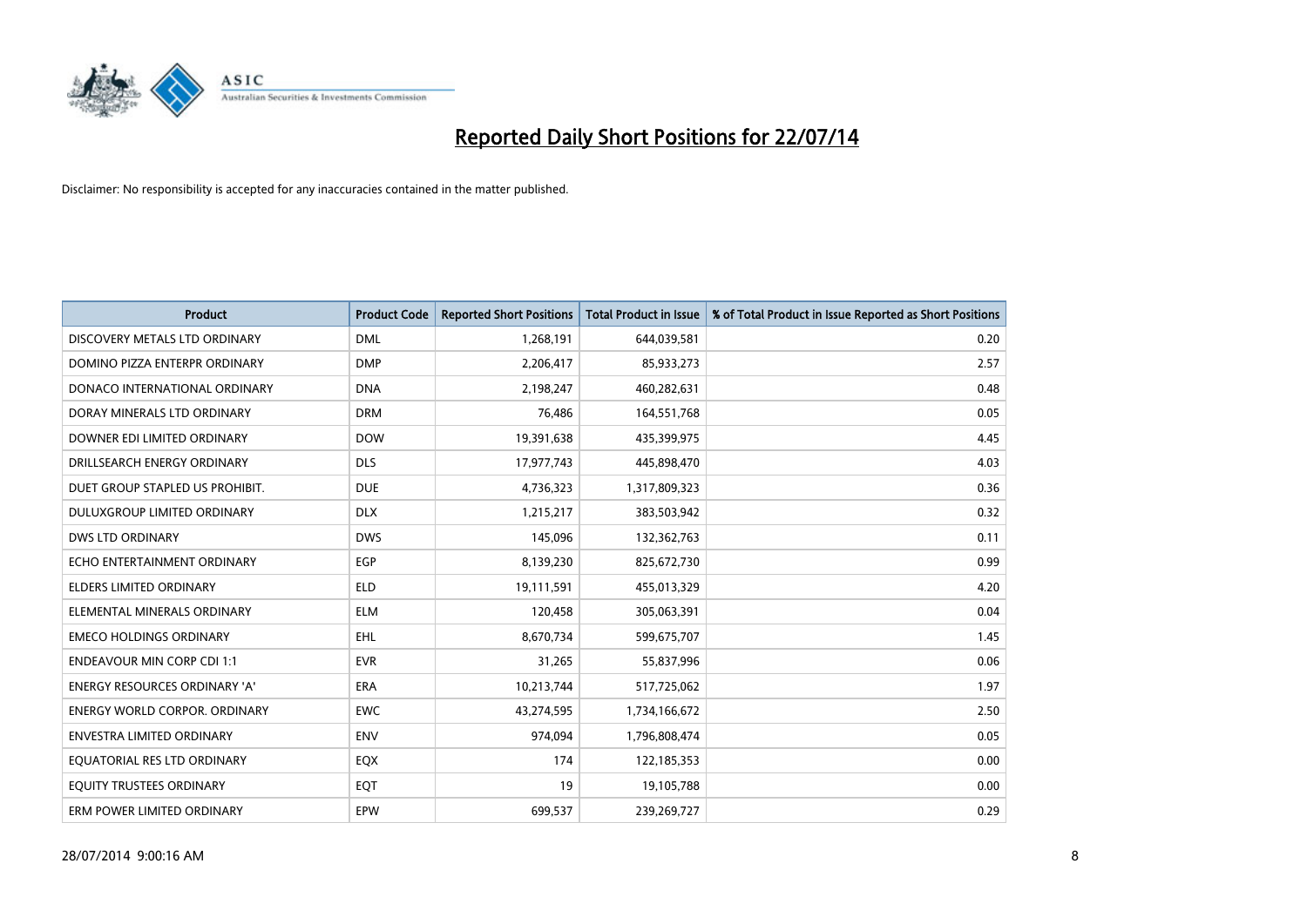# Reported Daily Short Positions for 22/07/14

Disclaimer: No responsibility is accepted for any inaccuracies contained in the matter published.

| Product | Product Code | Reported Short Positions | Total Product in Issue | % of Total Product in Issue Reported as Short Positions |
|---|---|---|---|---|
| DISCOVERY METALS LTD ORDINARY | DML | 1,268,191 | 644,039,581 | 0.20 |
| DOMINO PIZZA ENTERPR ORDINARY | DMP | 2,206,417 | 85,933,273 | 2.57 |
| DONACO INTERNATIONAL ORDINARY | DNA | 2,198,247 | 460,282,631 | 0.48 |
| DORAY MINERALS LTD ORDINARY | DRM | 76,486 | 164,551,768 | 0.05 |
| DOWNER EDI LIMITED ORDINARY | DOW | 19,391,638 | 435,399,975 | 4.45 |
| DRILLSEARCH ENERGY ORDINARY | DLS | 17,977,743 | 445,898,470 | 4.03 |
| DUET GROUP STAPLED US PROHIBIT. | DUE | 4,736,323 | 1,317,809,323 | 0.36 |
| DULUXGROUP LIMITED ORDINARY | DLX | 1,215,217 | 383,503,942 | 0.32 |
| DWS LTD ORDINARY | DWS | 145,096 | 132,362,763 | 0.11 |
| ECHO ENTERTAINMENT ORDINARY | EGP | 8,139,230 | 825,672,730 | 0.99 |
| ELDERS LIMITED ORDINARY | ELD | 19,111,591 | 455,013,329 | 4.20 |
| ELEMENTAL MINERALS ORDINARY | ELM | 120,458 | 305,063,391 | 0.04 |
| EMECO HOLDINGS ORDINARY | EHL | 8,670,734 | 599,675,707 | 1.45 |
| ENDEAVOUR MIN CORP CDI 1:1 | EVR | 31,265 | 55,837,996 | 0.06 |
| ENERGY RESOURCES ORDINARY 'A' | ERA | 10,213,744 | 517,725,062 | 1.97 |
| ENERGY WORLD CORPOR. ORDINARY | EWC | 43,274,595 | 1,734,166,672 | 2.50 |
| ENVESTRA LIMITED ORDINARY | ENV | 974,094 | 1,796,808,474 | 0.05 |
| EQUATORIAL RES LTD ORDINARY | EQX | 174 | 122,185,353 | 0.00 |
| EQUITY TRUSTEES ORDINARY | EQT | 19 | 19,105,788 | 0.00 |
| ERM POWER LIMITED ORDINARY | EPW | 699,537 | 239,269,727 | 0.29 |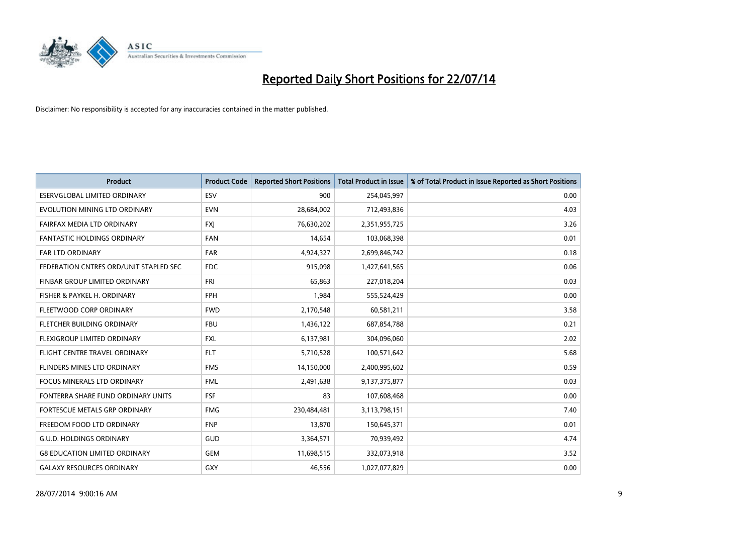# Reported Daily Short Positions for 22/07/14

Disclaimer: No responsibility is accepted for any inaccuracies contained in the matter published.

| Product | Product Code | Reported Short Positions | Total Product in Issue | % of Total Product in Issue Reported as Short Positions |
|---|---|---|---|---|
| ESERVGLOBAL LIMITED ORDINARY | ESV | 900 | 254,045,997 | 0.00 |
| EVOLUTION MINING LTD ORDINARY | EVN | 28,684,002 | 712,493,836 | 4.03 |
| FAIRFAX MEDIA LTD ORDINARY | FXJ | 76,630,202 | 2,351,955,725 | 3.26 |
| FANTASTIC HOLDINGS ORDINARY | FAN | 14,654 | 103,068,398 | 0.01 |
| FAR LTD ORDINARY | FAR | 4,924,327 | 2,699,846,742 | 0.18 |
| FEDERATION CNTRES ORD/UNIT STAPLED SEC | FDC | 915,098 | 1,427,641,565 | 0.06 |
| FINBAR GROUP LIMITED ORDINARY | FRI | 65,863 | 227,018,204 | 0.03 |
| FISHER & PAYKEL H. ORDINARY | FPH | 1,984 | 555,524,429 | 0.00 |
| FLEETWOOD CORP ORDINARY | FWD | 2,170,548 | 60,581,211 | 3.58 |
| FLETCHER BUILDING ORDINARY | FBU | 1,436,122 | 687,854,788 | 0.21 |
| FLEXIGROUP LIMITED ORDINARY | FXL | 6,137,981 | 304,096,060 | 2.02 |
| FLIGHT CENTRE TRAVEL ORDINARY | FLT | 5,710,528 | 100,571,642 | 5.68 |
| FLINDERS MINES LTD ORDINARY | FMS | 14,150,000 | 2,400,995,602 | 0.59 |
| FOCUS MINERALS LTD ORDINARY | FML | 2,491,638 | 9,137,375,877 | 0.03 |
| FONTERRA SHARE FUND ORDINARY UNITS | FSF | 83 | 107,608,468 | 0.00 |
| FORTESCUE METALS GRP ORDINARY | FMG | 230,484,481 | 3,113,798,151 | 7.40 |
| FREEDOM FOOD LTD ORDINARY | FNP | 13,870 | 150,645,371 | 0.01 |
| G.U.D. HOLDINGS ORDINARY | GUD | 3,364,571 | 70,939,492 | 4.74 |
| G8 EDUCATION LIMITED ORDINARY | GEM | 11,698,515 | 332,073,918 | 3.52 |
| GALAXY RESOURCES ORDINARY | GXY | 46,556 | 1,027,077,829 | 0.00 |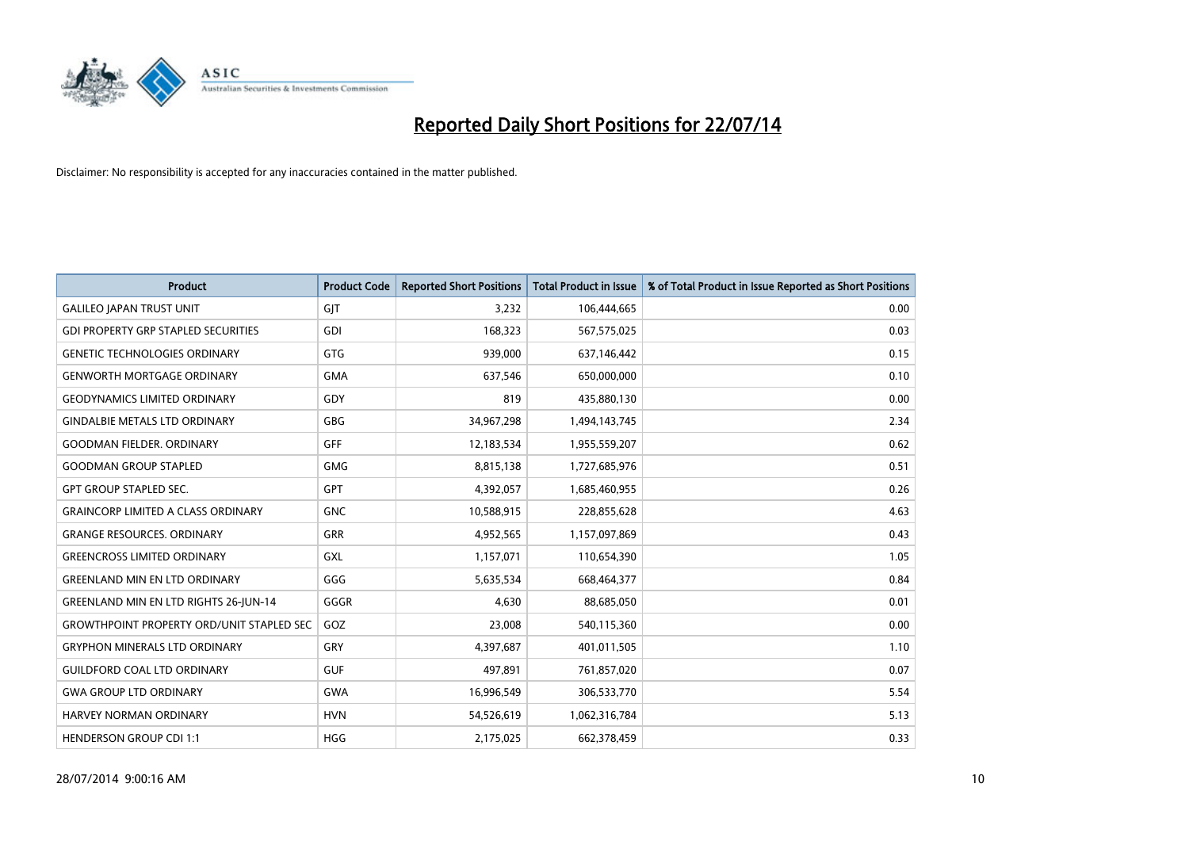# Reported Daily Short Positions for 22/07/14

Disclaimer: No responsibility is accepted for any inaccuracies contained in the matter published.

| Product | Product Code | Reported Short Positions | Total Product in Issue | % of Total Product in Issue Reported as Short Positions |
|---|---|---|---|---|
| GALILEO JAPAN TRUST UNIT | GJT | 3,232 | 106,444,665 | 0.00 |
| GDI PROPERTY GRP STAPLED SECURITIES | GDI | 168,323 | 567,575,025 | 0.03 |
| GENETIC TECHNOLOGIES ORDINARY | GTG | 939,000 | 637,146,442 | 0.15 |
| GENWORTH MORTGAGE ORDINARY | GMA | 637,546 | 650,000,000 | 0.10 |
| GEODYNAMICS LIMITED ORDINARY | GDY | 819 | 435,880,130 | 0.00 |
| GINDALBIE METALS LTD ORDINARY | GBG | 34,967,298 | 1,494,143,745 | 2.34 |
| GOODMAN FIELDER. ORDINARY | GFF | 12,183,534 | 1,955,559,207 | 0.62 |
| GOODMAN GROUP STAPLED | GMG | 8,815,138 | 1,727,685,976 | 0.51 |
| GPT GROUP STAPLED SEC. | GPT | 4,392,057 | 1,685,460,955 | 0.26 |
| GRAINCORP LIMITED A CLASS ORDINARY | GNC | 10,588,915 | 228,855,628 | 4.63 |
| GRANGE RESOURCES. ORDINARY | GRR | 4,952,565 | 1,157,097,869 | 0.43 |
| GREENCROSS LIMITED ORDINARY | GXL | 1,157,071 | 110,654,390 | 1.05 |
| GREENLAND MIN EN LTD ORDINARY | GGG | 5,635,534 | 668,464,377 | 0.84 |
| GREENLAND MIN EN LTD RIGHTS 26-JUN-14 | GGGR | 4,630 | 88,685,050 | 0.01 |
| GROWTHPOINT PROPERTY ORD/UNIT STAPLED SEC | GOZ | 23,008 | 540,115,360 | 0.00 |
| GRYPHON MINERALS LTD ORDINARY | GRY | 4,397,687 | 401,011,505 | 1.10 |
| GUILDFORD COAL LTD ORDINARY | GUF | 497,891 | 761,857,020 | 0.07 |
| GWA GROUP LTD ORDINARY | GWA | 16,996,549 | 306,533,770 | 5.54 |
| HARVEY NORMAN ORDINARY | HVN | 54,526,619 | 1,062,316,784 | 5.13 |
| HENDERSON GROUP CDI 1:1 | HGG | 2,175,025 | 662,378,459 | 0.33 |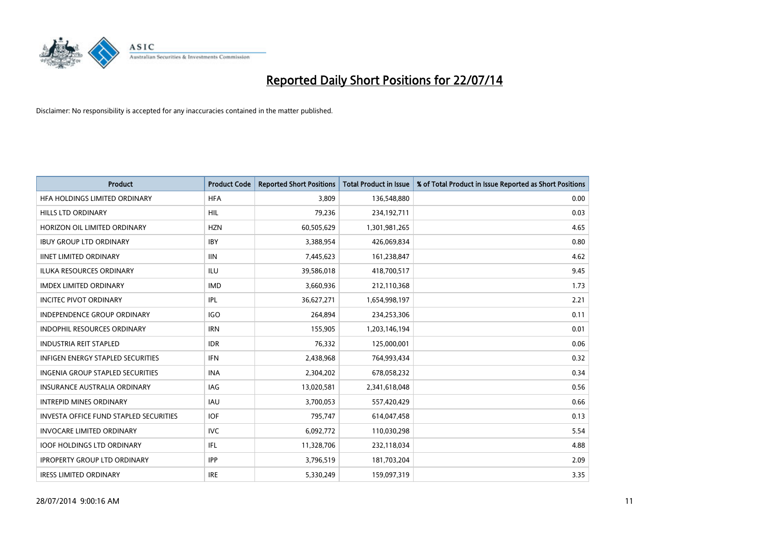# Reported Daily Short Positions for 22/07/14

Disclaimer: No responsibility is accepted for any inaccuracies contained in the matter published.

| Product | Product Code | Reported Short Positions | Total Product in Issue | % of Total Product in Issue Reported as Short Positions |
|---|---|---|---|---|
| HFA HOLDINGS LIMITED ORDINARY | HFA | 3,809 | 136,548,880 | 0.00 |
| HILLS LTD ORDINARY | HIL | 79,236 | 234,192,711 | 0.03 |
| HORIZON OIL LIMITED ORDINARY | HZN | 60,505,629 | 1,301,981,265 | 4.65 |
| IBUY GROUP LTD ORDINARY | IBY | 3,388,954 | 426,069,834 | 0.80 |
| IINET LIMITED ORDINARY | IIN | 7,445,623 | 161,238,847 | 4.62 |
| ILUKA RESOURCES ORDINARY | ILU | 39,586,018 | 418,700,517 | 9.45 |
| IMDEX LIMITED ORDINARY | IMD | 3,660,936 | 212,110,368 | 1.73 |
| INCITEC PIVOT ORDINARY | IPL | 36,627,271 | 1,654,998,197 | 2.21 |
| INDEPENDENCE GROUP ORDINARY | IGO | 264,894 | 234,253,306 | 0.11 |
| INDOPHIL RESOURCES ORDINARY | IRN | 155,905 | 1,203,146,194 | 0.01 |
| INDUSTRIA REIT STAPLED | IDR | 76,332 | 125,000,001 | 0.06 |
| INFIGEN ENERGY STAPLED SECURITIES | IFN | 2,438,968 | 764,993,434 | 0.32 |
| INGENIA GROUP STAPLED SECURITIES | INA | 2,304,202 | 678,058,232 | 0.34 |
| INSURANCE AUSTRALIA ORDINARY | IAG | 13,020,581 | 2,341,618,048 | 0.56 |
| INTREPID MINES ORDINARY | IAU | 3,700,053 | 557,420,429 | 0.66 |
| INVESTA OFFICE FUND STAPLED SECURITIES | IOF | 795,747 | 614,047,458 | 0.13 |
| INVOCARE LIMITED ORDINARY | IVC | 6,092,772 | 110,030,298 | 5.54 |
| IOOF HOLDINGS LTD ORDINARY | IFL | 11,328,706 | 232,118,034 | 4.88 |
| IPROPERTY GROUP LTD ORDINARY | IPP | 3,796,519 | 181,703,204 | 2.09 |
| IRESS LIMITED ORDINARY | IRE | 5,330,249 | 159,097,319 | 3.35 |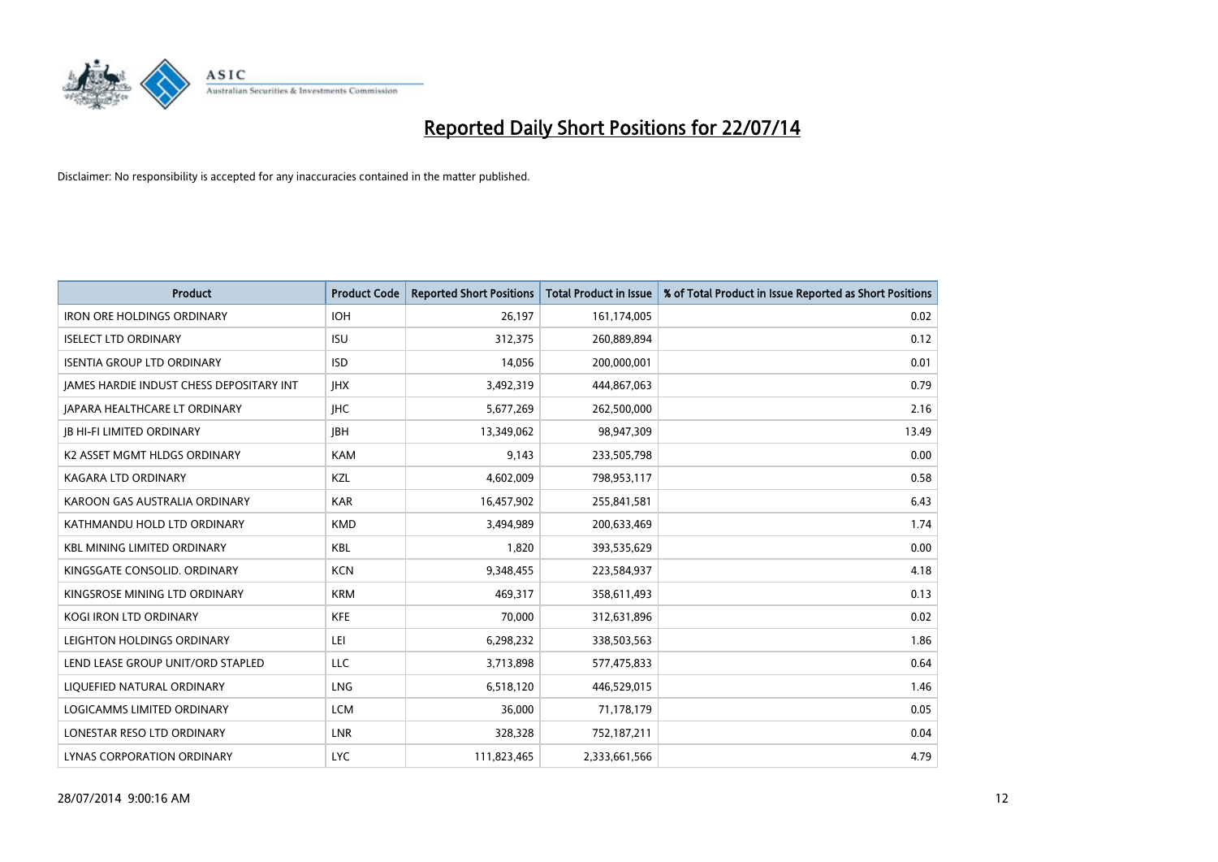# Reported Daily Short Positions for 22/07/14

Disclaimer: No responsibility is accepted for any inaccuracies contained in the matter published.

| Product | Product Code | Reported Short Positions | Total Product in Issue | % of Total Product in Issue Reported as Short Positions |
|---|---|---|---|---|
| IRON ORE HOLDINGS ORDINARY | IOH | 26,197 | 161,174,005 | 0.02 |
| ISELECT LTD ORDINARY | ISU | 312,375 | 260,889,894 | 0.12 |
| ISENTIA GROUP LTD ORDINARY | ISD | 14,056 | 200,000,001 | 0.01 |
| JAMES HARDIE INDUST CHESS DEPOSITARY INT | JHX | 3,492,319 | 444,867,063 | 0.79 |
| JAPARA HEALTHCARE LT ORDINARY | JHC | 5,677,269 | 262,500,000 | 2.16 |
| JB HI-FI LIMITED ORDINARY | JBH | 13,349,062 | 98,947,309 | 13.49 |
| K2 ASSET MGMT HLDGS ORDINARY | KAM | 9,143 | 233,505,798 | 0.00 |
| KAGARA LTD ORDINARY | KZL | 4,602,009 | 798,953,117 | 0.58 |
| KAROON GAS AUSTRALIA ORDINARY | KAR | 16,457,902 | 255,841,581 | 6.43 |
| KATHMANDU HOLD LTD ORDINARY | KMD | 3,494,989 | 200,633,469 | 1.74 |
| KBL MINING LIMITED ORDINARY | KBL | 1,820 | 393,535,629 | 0.00 |
| KINGSGATE CONSOLID. ORDINARY | KCN | 9,348,455 | 223,584,937 | 4.18 |
| KINGSROSE MINING LTD ORDINARY | KRM | 469,317 | 358,611,493 | 0.13 |
| KOGI IRON LTD ORDINARY | KFE | 70,000 | 312,631,896 | 0.02 |
| LEIGHTON HOLDINGS ORDINARY | LEI | 6,298,232 | 338,503,563 | 1.86 |
| LEND LEASE GROUP UNIT/ORD STAPLED | LLC | 3,713,898 | 577,475,833 | 0.64 |
| LIQUEFIED NATURAL ORDINARY | LNG | 6,518,120 | 446,529,015 | 1.46 |
| LOGICAMMS LIMITED ORDINARY | LCM | 36,000 | 71,178,179 | 0.05 |
| LONESTAR RESO LTD ORDINARY | LNR | 328,328 | 752,187,211 | 0.04 |
| LYNAS CORPORATION ORDINARY | LYC | 111,823,465 | 2,333,661,566 | 4.79 |

28/07/2014 9:00:16 AM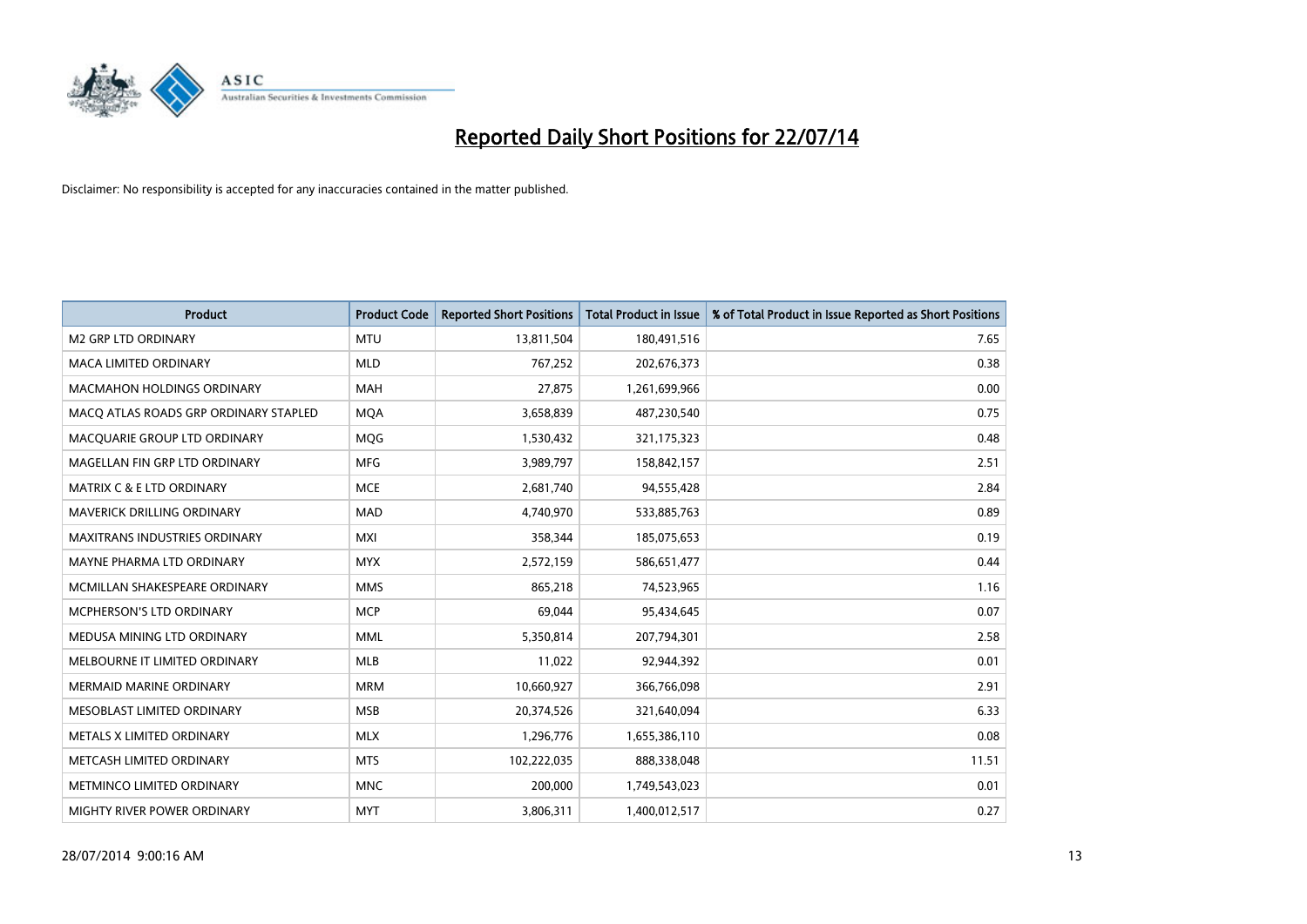# Reported Daily Short Positions for 22/07/14

Disclaimer: No responsibility is accepted for any inaccuracies contained in the matter published.

| Product | Product Code | Reported Short Positions | Total Product in Issue | % of Total Product in Issue Reported as Short Positions |
|---|---|---|---|---|
| M2 GRP LTD ORDINARY | MTU | 13,811,504 | 180,491,516 | 7.65 |
| MACA LIMITED ORDINARY | MLD | 767,252 | 202,676,373 | 0.38 |
| MACMAHON HOLDINGS ORDINARY | MAH | 27,875 | 1,261,699,966 | 0.00 |
| MACQ ATLAS ROADS GRP ORDINARY STAPLED | MQA | 3,658,839 | 487,230,540 | 0.75 |
| MACQUARIE GROUP LTD ORDINARY | MQG | 1,530,432 | 321,175,323 | 0.48 |
| MAGELLAN FIN GRP LTD ORDINARY | MFG | 3,989,797 | 158,842,157 | 2.51 |
| MATRIX C & E LTD ORDINARY | MCE | 2,681,740 | 94,555,428 | 2.84 |
| MAVERICK DRILLING ORDINARY | MAD | 4,740,970 | 533,885,763 | 0.89 |
| MAXITRANS INDUSTRIES ORDINARY | MXI | 358,344 | 185,075,653 | 0.19 |
| MAYNE PHARMA LTD ORDINARY | MYX | 2,572,159 | 586,651,477 | 0.44 |
| MCMILLAN SHAKESPEARE ORDINARY | MMS | 865,218 | 74,523,965 | 1.16 |
| MCPHERSON'S LTD ORDINARY | MCP | 69,044 | 95,434,645 | 0.07 |
| MEDUSA MINING LTD ORDINARY | MML | 5,350,814 | 207,794,301 | 2.58 |
| MELBOURNE IT LIMITED ORDINARY | MLB | 11,022 | 92,944,392 | 0.01 |
| MERMAID MARINE ORDINARY | MRM | 10,660,927 | 366,766,098 | 2.91 |
| MESOBLAST LIMITED ORDINARY | MSB | 20,374,526 | 321,640,094 | 6.33 |
| METALS X LIMITED ORDINARY | MLX | 1,296,776 | 1,655,386,110 | 0.08 |
| METCASH LIMITED ORDINARY | MTS | 102,222,035 | 888,338,048 | 11.51 |
| METMINCO LIMITED ORDINARY | MNC | 200,000 | 1,749,543,023 | 0.01 |
| MIGHTY RIVER POWER ORDINARY | MYT | 3,806,311 | 1,400,012,517 | 0.27 |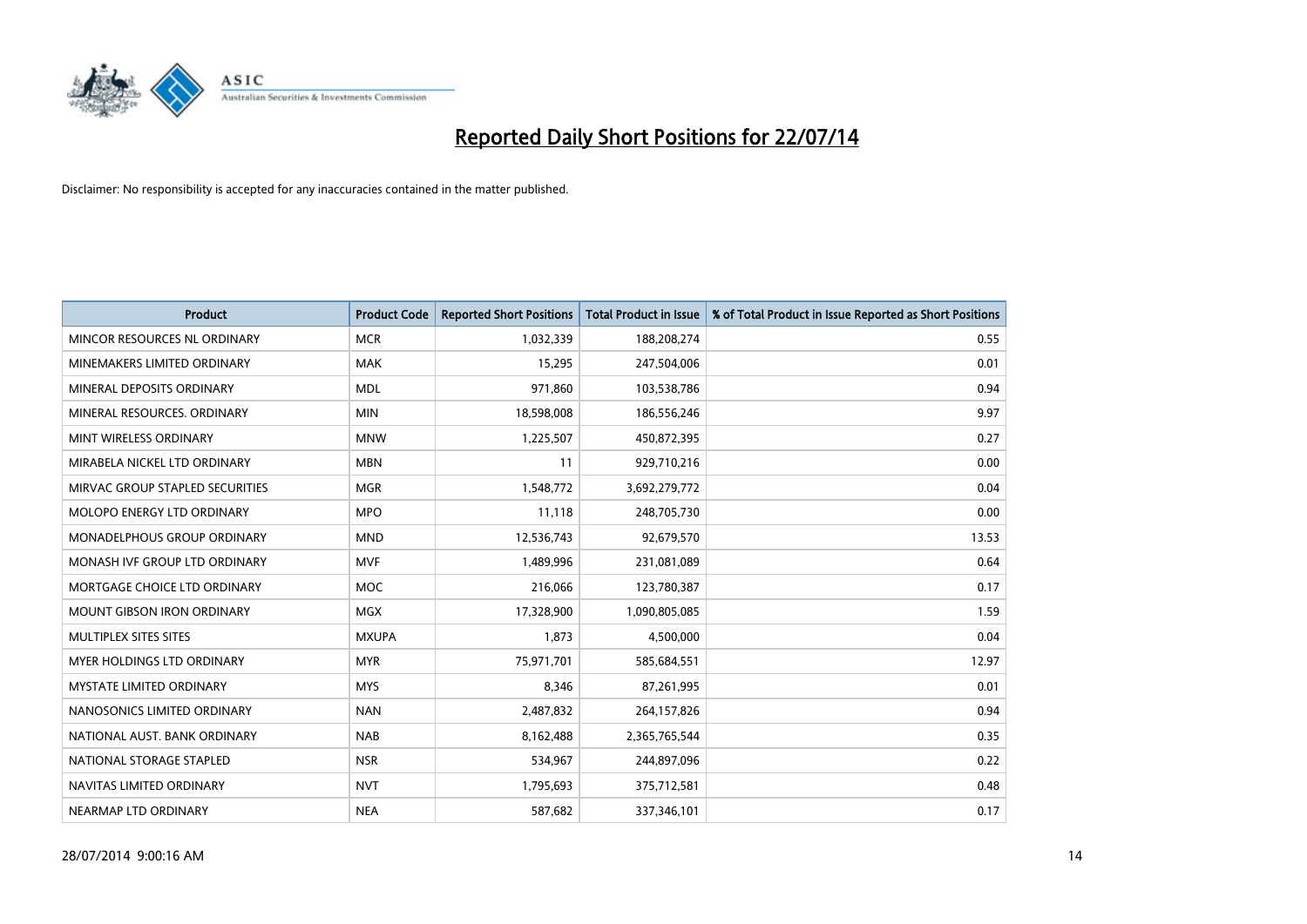# Reported Daily Short Positions for 22/07/14

Disclaimer: No responsibility is accepted for any inaccuracies contained in the matter published.

| Product | Product Code | Reported Short Positions | Total Product in Issue | % of Total Product in Issue Reported as Short Positions |
|---|---|---|---|---|
| MINCOR RESOURCES NL ORDINARY | MCR | 1,032,339 | 188,208,274 | 0.55 |
| MINEMAKERS LIMITED ORDINARY | MAK | 15,295 | 247,504,006 | 0.01 |
| MINERAL DEPOSITS ORDINARY | MDL | 971,860 | 103,538,786 | 0.94 |
| MINERAL RESOURCES. ORDINARY | MIN | 18,598,008 | 186,556,246 | 9.97 |
| MINT WIRELESS ORDINARY | MNW | 1,225,507 | 450,872,395 | 0.27 |
| MIRABELA NICKEL LTD ORDINARY | MBN | 11 | 929,710,216 | 0.00 |
| MIRVAC GROUP STAPLED SECURITIES | MGR | 1,548,772 | 3,692,279,772 | 0.04 |
| MOLOPO ENERGY LTD ORDINARY | MPO | 11,118 | 248,705,730 | 0.00 |
| MONADELPHOUS GROUP ORDINARY | MND | 12,536,743 | 92,679,570 | 13.53 |
| MONASH IVF GROUP LTD ORDINARY | MVF | 1,489,996 | 231,081,089 | 0.64 |
| MORTGAGE CHOICE LTD ORDINARY | MOC | 216,066 | 123,780,387 | 0.17 |
| MOUNT GIBSON IRON ORDINARY | MGX | 17,328,900 | 1,090,805,085 | 1.59 |
| MULTIPLEX SITES SITES | MXUPA | 1,873 | 4,500,000 | 0.04 |
| MYER HOLDINGS LTD ORDINARY | MYR | 75,971,701 | 585,684,551 | 12.97 |
| MYSTATE LIMITED ORDINARY | MYS | 8,346 | 87,261,995 | 0.01 |
| NANOSONICS LIMITED ORDINARY | NAN | 2,487,832 | 264,157,826 | 0.94 |
| NATIONAL AUST. BANK ORDINARY | NAB | 8,162,488 | 2,365,765,544 | 0.35 |
| NATIONAL STORAGE STAPLED | NSR | 534,967 | 244,897,096 | 0.22 |
| NAVITAS LIMITED ORDINARY | NVT | 1,795,693 | 375,712,581 | 0.48 |
| NEARMAP LTD ORDINARY | NEA | 587,682 | 337,346,101 | 0.17 |

28/07/2014 9:00:16 AM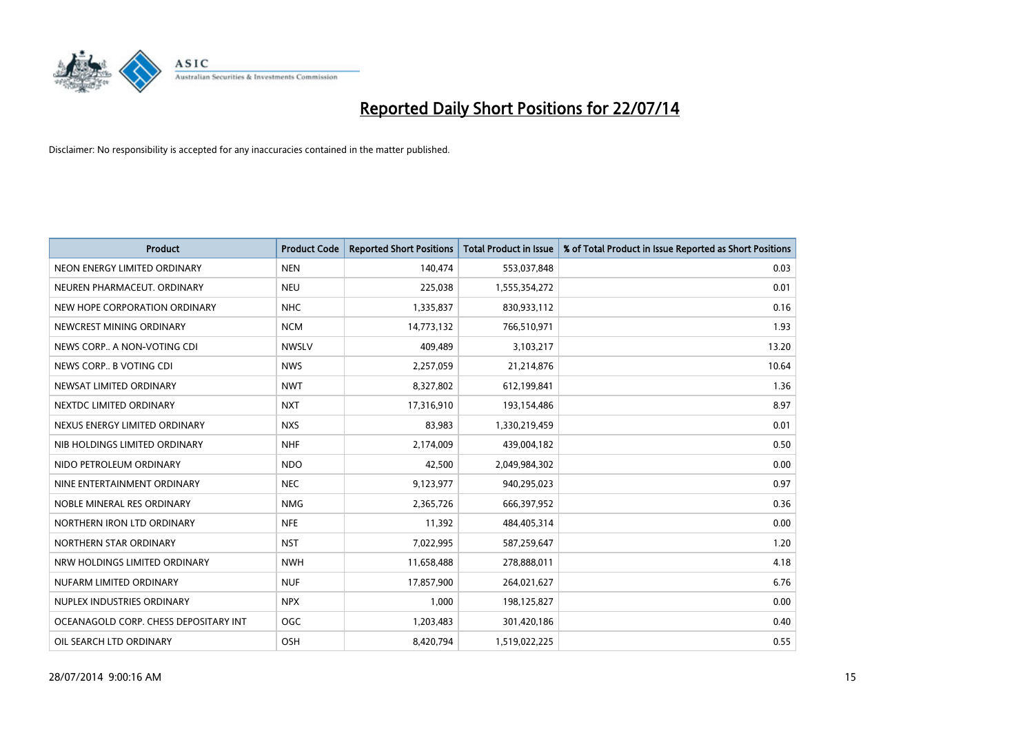# Reported Daily Short Positions for 22/07/14

Disclaimer: No responsibility is accepted for any inaccuracies contained in the matter published.

| Product | Product Code | Reported Short Positions | Total Product in Issue | % of Total Product in Issue Reported as Short Positions |
|---|---|---|---|---|
| NEON ENERGY LIMITED ORDINARY | NEN | 140,474 | 553,037,848 | 0.03 |
| NEUREN PHARMACEUT. ORDINARY | NEU | 225,038 | 1,555,354,272 | 0.01 |
| NEW HOPE CORPORATION ORDINARY | NHC | 1,335,837 | 830,933,112 | 0.16 |
| NEWCREST MINING ORDINARY | NCM | 14,773,132 | 766,510,971 | 1.93 |
| NEWS CORP.. A NON-VOTING CDI | NWSLV | 409,489 | 3,103,217 | 13.20 |
| NEWS CORP.. B VOTING CDI | NWS | 2,257,059 | 21,214,876 | 10.64 |
| NEWSAT LIMITED ORDINARY | NWT | 8,327,802 | 612,199,841 | 1.36 |
| NEXTDC LIMITED ORDINARY | NXT | 17,316,910 | 193,154,486 | 8.97 |
| NEXUS ENERGY LIMITED ORDINARY | NXS | 83,983 | 1,330,219,459 | 0.01 |
| NIB HOLDINGS LIMITED ORDINARY | NHF | 2,174,009 | 439,004,182 | 0.50 |
| NIDO PETROLEUM ORDINARY | NDO | 42,500 | 2,049,984,302 | 0.00 |
| NINE ENTERTAINMENT ORDINARY | NEC | 9,123,977 | 940,295,023 | 0.97 |
| NOBLE MINERAL RES ORDINARY | NMG | 2,365,726 | 666,397,952 | 0.36 |
| NORTHERN IRON LTD ORDINARY | NFE | 11,392 | 484,405,314 | 0.00 |
| NORTHERN STAR ORDINARY | NST | 7,022,995 | 587,259,647 | 1.20 |
| NRW HOLDINGS LIMITED ORDINARY | NWH | 11,658,488 | 278,888,011 | 4.18 |
| NUFARM LIMITED ORDINARY | NUF | 17,857,900 | 264,021,627 | 6.76 |
| NUPLEX INDUSTRIES ORDINARY | NPX | 1,000 | 198,125,827 | 0.00 |
| OCEANAGOLD CORP. CHESS DEPOSITARY INT | OGC | 1,203,483 | 301,420,186 | 0.40 |
| OIL SEARCH LTD ORDINARY | OSH | 8,420,794 | 1,519,022,225 | 0.55 |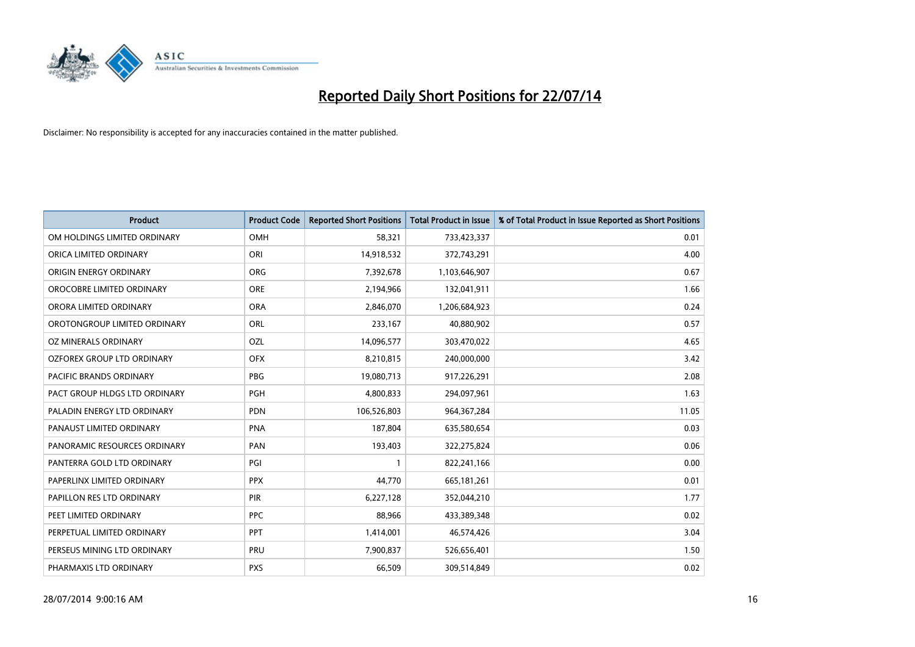# Reported Daily Short Positions for 22/07/14

Disclaimer: No responsibility is accepted for any inaccuracies contained in the matter published.

| Product | Product Code | Reported Short Positions | Total Product in Issue | % of Total Product in Issue Reported as Short Positions |
|---|---|---|---|---|
| OM HOLDINGS LIMITED ORDINARY | OMH | 58,321 | 733,423,337 | 0.01 |
| ORICA LIMITED ORDINARY | ORI | 14,918,532 | 372,743,291 | 4.00 |
| ORIGIN ENERGY ORDINARY | ORG | 7,392,678 | 1,103,646,907 | 0.67 |
| OROCOBRE LIMITED ORDINARY | ORE | 2,194,966 | 132,041,911 | 1.66 |
| ORORA LIMITED ORDINARY | ORA | 2,846,070 | 1,206,684,923 | 0.24 |
| OROTONGROUP LIMITED ORDINARY | ORL | 233,167 | 40,880,902 | 0.57 |
| OZ MINERALS ORDINARY | OZL | 14,096,577 | 303,470,022 | 4.65 |
| OZFOREX GROUP LTD ORDINARY | OFX | 8,210,815 | 240,000,000 | 3.42 |
| PACIFIC BRANDS ORDINARY | PBG | 19,080,713 | 917,226,291 | 2.08 |
| PACT GROUP HLDGS LTD ORDINARY | PGH | 4,800,833 | 294,097,961 | 1.63 |
| PALADIN ENERGY LTD ORDINARY | PDN | 106,526,803 | 964,367,284 | 11.05 |
| PANAUST LIMITED ORDINARY | PNA | 187,804 | 635,580,654 | 0.03 |
| PANORAMIC RESOURCES ORDINARY | PAN | 193,403 | 322,275,824 | 0.06 |
| PANTERRA GOLD LTD ORDINARY | PGI | 1 | 822,241,166 | 0.00 |
| PAPERLINX LIMITED ORDINARY | PPX | 44,770 | 665,181,261 | 0.01 |
| PAPILLON RES LTD ORDINARY | PIR | 6,227,128 | 352,044,210 | 1.77 |
| PEET LIMITED ORDINARY | PPC | 88,966 | 433,389,348 | 0.02 |
| PERPETUAL LIMITED ORDINARY | PPT | 1,414,001 | 46,574,426 | 3.04 |
| PERSEUS MINING LTD ORDINARY | PRU | 7,900,837 | 526,656,401 | 1.50 |
| PHARMAXIS LTD ORDINARY | PXS | 66,509 | 309,514,849 | 0.02 |

28/07/2014 9:00:16 AM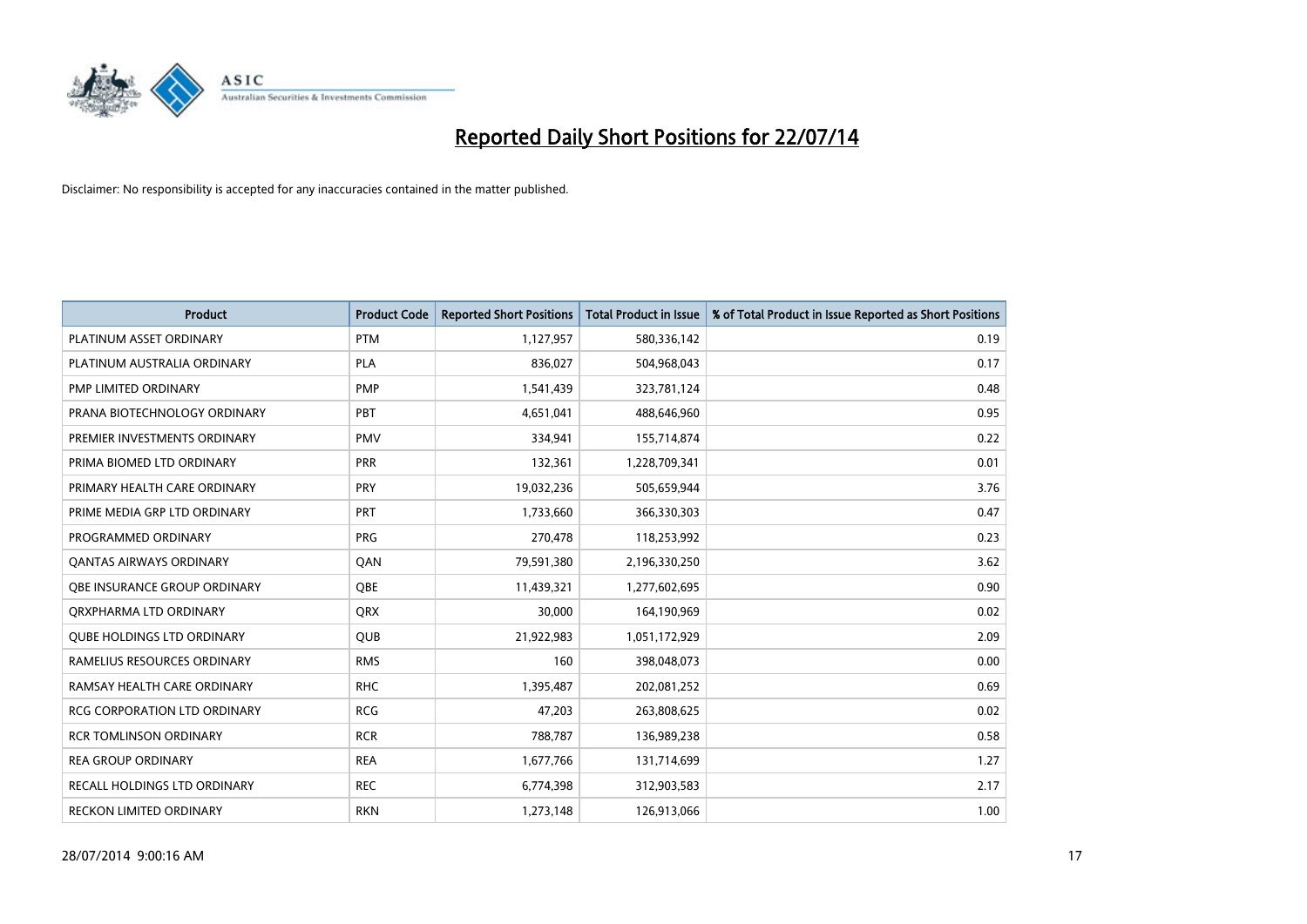# Reported Daily Short Positions for 22/07/14

Disclaimer: No responsibility is accepted for any inaccuracies contained in the matter published.

| Product | Product Code | Reported Short Positions | Total Product in Issue | % of Total Product in Issue Reported as Short Positions |
| --- | --- | --- | --- | --- |
| PLATINUM ASSET ORDINARY | PTM | 1,127,957 | 580,336,142 | 0.19 |
| PLATINUM AUSTRALIA ORDINARY | PLA | 836,027 | 504,968,043 | 0.17 |
| PMP LIMITED ORDINARY | PMP | 1,541,439 | 323,781,124 | 0.48 |
| PRANA BIOTECHNOLOGY ORDINARY | PBT | 4,651,041 | 488,646,960 | 0.95 |
| PREMIER INVESTMENTS ORDINARY | PMV | 334,941 | 155,714,874 | 0.22 |
| PRIMA BIOMED LTD ORDINARY | PRR | 132,361 | 1,228,709,341 | 0.01 |
| PRIMARY HEALTH CARE ORDINARY | PRY | 19,032,236 | 505,659,944 | 3.76 |
| PRIME MEDIA GRP LTD ORDINARY | PRT | 1,733,660 | 366,330,303 | 0.47 |
| PROGRAMMED ORDINARY | PRG | 270,478 | 118,253,992 | 0.23 |
| QANTAS AIRWAYS ORDINARY | QAN | 79,591,380 | 2,196,330,250 | 3.62 |
| QBE INSURANCE GROUP ORDINARY | QBE | 11,439,321 | 1,277,602,695 | 0.90 |
| QRXPHARMA LTD ORDINARY | QRX | 30,000 | 164,190,969 | 0.02 |
| QUBE HOLDINGS LTD ORDINARY | QUB | 21,922,983 | 1,051,172,929 | 2.09 |
| RAMELIUS RESOURCES ORDINARY | RMS | 160 | 398,048,073 | 0.00 |
| RAMSAY HEALTH CARE ORDINARY | RHC | 1,395,487 | 202,081,252 | 0.69 |
| RCG CORPORATION LTD ORDINARY | RCG | 47,203 | 263,808,625 | 0.02 |
| RCR TOMLINSON ORDINARY | RCR | 788,787 | 136,989,238 | 0.58 |
| REA GROUP ORDINARY | REA | 1,677,766 | 131,714,699 | 1.27 |
| RECALL HOLDINGS LTD ORDINARY | REC | 6,774,398 | 312,903,583 | 2.17 |
| RECKON LIMITED ORDINARY | RKN | 1,273,148 | 126,913,066 | 1.00 |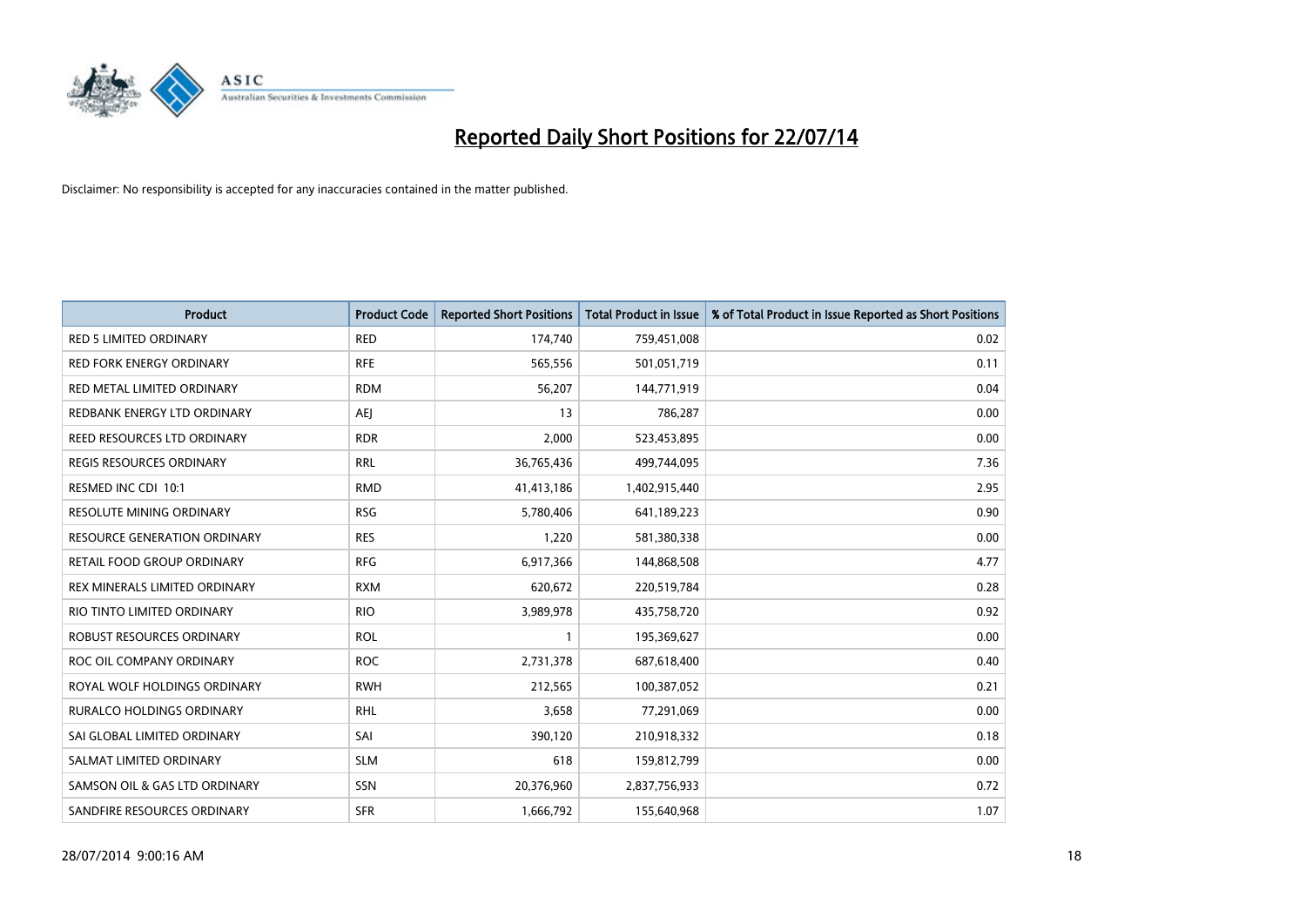# Reported Daily Short Positions for 22/07/14

Disclaimer: No responsibility is accepted for any inaccuracies contained in the matter published.

| Product | Product Code | Reported Short Positions | Total Product in Issue | % of Total Product in Issue Reported as Short Positions |
|---|---|---|---|---|
| RED 5 LIMITED ORDINARY | RED | 174,740 | 759,451,008 | 0.02 |
| RED FORK ENERGY ORDINARY | RFE | 565,556 | 501,051,719 | 0.11 |
| RED METAL LIMITED ORDINARY | RDM | 56,207 | 144,771,919 | 0.04 |
| REDBANK ENERGY LTD ORDINARY | AEJ | 13 | 786,287 | 0.00 |
| REED RESOURCES LTD ORDINARY | RDR | 2,000 | 523,453,895 | 0.00 |
| REGIS RESOURCES ORDINARY | RRL | 36,765,436 | 499,744,095 | 7.36 |
| RESMED INC CDI 10:1 | RMD | 41,413,186 | 1,402,915,440 | 2.95 |
| RESOLUTE MINING ORDINARY | RSG | 5,780,406 | 641,189,223 | 0.90 |
| RESOURCE GENERATION ORDINARY | RES | 1,220 | 581,380,338 | 0.00 |
| RETAIL FOOD GROUP ORDINARY | RFG | 6,917,366 | 144,868,508 | 4.77 |
| REX MINERALS LIMITED ORDINARY | RXM | 620,672 | 220,519,784 | 0.28 |
| RIO TINTO LIMITED ORDINARY | RIO | 3,989,978 | 435,758,720 | 0.92 |
| ROBUST RESOURCES ORDINARY | ROL | 1 | 195,369,627 | 0.00 |
| ROC OIL COMPANY ORDINARY | ROC | 2,731,378 | 687,618,400 | 0.40 |
| ROYAL WOLF HOLDINGS ORDINARY | RWH | 212,565 | 100,387,052 | 0.21 |
| RURALCO HOLDINGS ORDINARY | RHL | 3,658 | 77,291,069 | 0.00 |
| SAI GLOBAL LIMITED ORDINARY | SAI | 390,120 | 210,918,332 | 0.18 |
| SALMAT LIMITED ORDINARY | SLM | 618 | 159,812,799 | 0.00 |
| SAMSON OIL & GAS LTD ORDINARY | SSN | 20,376,960 | 2,837,756,933 | 0.72 |
| SANDFIRE RESOURCES ORDINARY | SFR | 1,666,792 | 155,640,968 | 1.07 |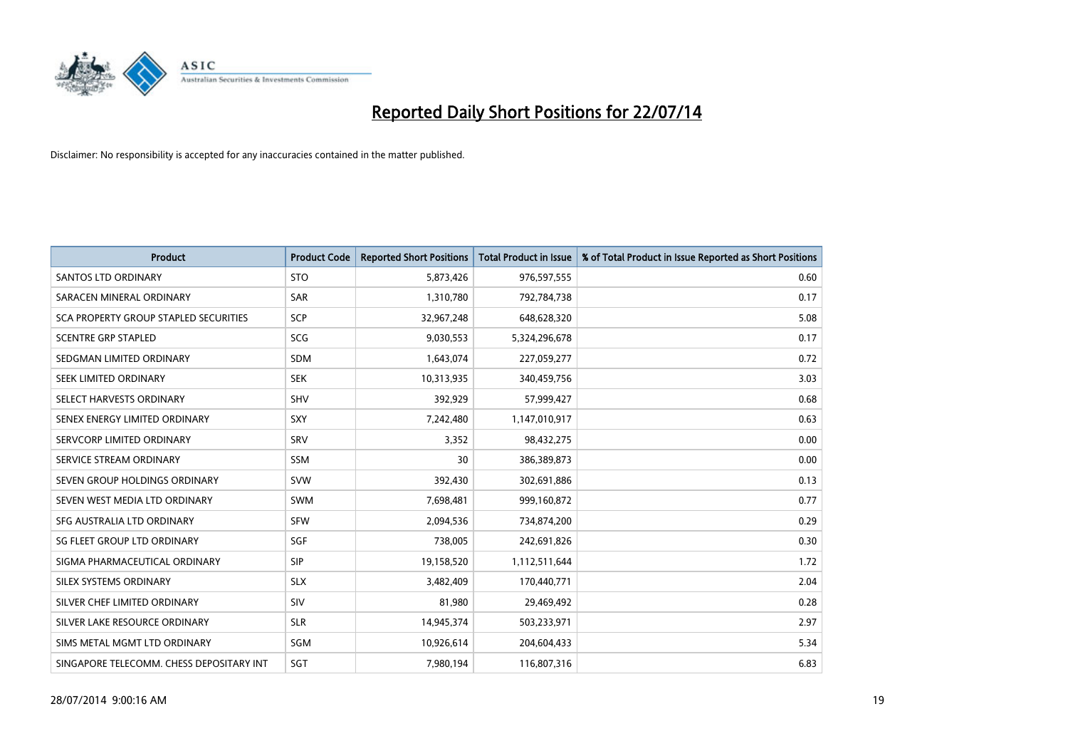# Reported Daily Short Positions for 22/07/14

Disclaimer: No responsibility is accepted for any inaccuracies contained in the matter published.

| Product | Product Code | Reported Short Positions | Total Product in Issue | % of Total Product in Issue Reported as Short Positions |
|---|---|---|---|---|
| SANTOS LTD ORDINARY | STO | 5,873,426 | 976,597,555 | 0.60 |
| SARACEN MINERAL ORDINARY | SAR | 1,310,780 | 792,784,738 | 0.17 |
| SCA PROPERTY GROUP STAPLED SECURITIES | SCP | 32,967,248 | 648,628,320 | 5.08 |
| SCENTRE GRP STAPLED | SCG | 9,030,553 | 5,324,296,678 | 0.17 |
| SEDGMAN LIMITED ORDINARY | SDM | 1,643,074 | 227,059,277 | 0.72 |
| SEEK LIMITED ORDINARY | SEK | 10,313,935 | 340,459,756 | 3.03 |
| SELECT HARVESTS ORDINARY | SHV | 392,929 | 57,999,427 | 0.68 |
| SENEX ENERGY LIMITED ORDINARY | SXY | 7,242,480 | 1,147,010,917 | 0.63 |
| SERVCORP LIMITED ORDINARY | SRV | 3,352 | 98,432,275 | 0.00 |
| SERVICE STREAM ORDINARY | SSM | 30 | 386,389,873 | 0.00 |
| SEVEN GROUP HOLDINGS ORDINARY | SVW | 392,430 | 302,691,886 | 0.13 |
| SEVEN WEST MEDIA LTD ORDINARY | SWM | 7,698,481 | 999,160,872 | 0.77 |
| SFG AUSTRALIA LTD ORDINARY | SFW | 2,094,536 | 734,874,200 | 0.29 |
| SG FLEET GROUP LTD ORDINARY | SGF | 738,005 | 242,691,826 | 0.30 |
| SIGMA PHARMACEUTICAL ORDINARY | SIP | 19,158,520 | 1,112,511,644 | 1.72 |
| SILEX SYSTEMS ORDINARY | SLX | 3,482,409 | 170,440,771 | 2.04 |
| SILVER CHEF LIMITED ORDINARY | SIV | 81,980 | 29,469,492 | 0.28 |
| SILVER LAKE RESOURCE ORDINARY | SLR | 14,945,374 | 503,233,971 | 2.97 |
| SIMS METAL MGMT LTD ORDINARY | SGM | 10,926,614 | 204,604,433 | 5.34 |
| SINGAPORE TELECOMM. CHESS DEPOSITARY INT | SGT | 7,980,194 | 116,807,316 | 6.83 |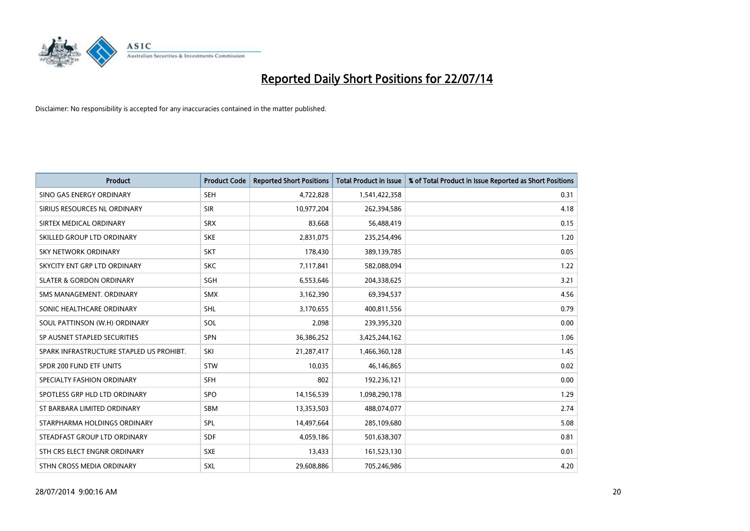# Reported Daily Short Positions for 22/07/14

Disclaimer: No responsibility is accepted for any inaccuracies contained in the matter published.

| Product | Product Code | Reported Short Positions | Total Product in Issue | % of Total Product in Issue Reported as Short Positions |
|---|---|---|---|---|
| SINO GAS ENERGY ORDINARY | SEH | 4,722,828 | 1,541,422,358 | 0.31 |
| SIRIUS RESOURCES NL ORDINARY | SIR | 10,977,204 | 262,394,586 | 4.18 |
| SIRTEX MEDICAL ORDINARY | SRX | 83,668 | 56,488,419 | 0.15 |
| SKILLED GROUP LTD ORDINARY | SKE | 2,831,075 | 235,254,496 | 1.20 |
| SKY NETWORK ORDINARY | SKT | 178,430 | 389,139,785 | 0.05 |
| SKYCITY ENT GRP LTD ORDINARY | SKC | 7,117,841 | 582,088,094 | 1.22 |
| SLATER & GORDON ORDINARY | SGH | 6,553,646 | 204,338,625 | 3.21 |
| SMS MANAGEMENT. ORDINARY | SMX | 3,162,390 | 69,394,537 | 4.56 |
| SONIC HEALTHCARE ORDINARY | SHL | 3,170,655 | 400,811,556 | 0.79 |
| SOUL PATTINSON (W.H) ORDINARY | SOL | 2,098 | 239,395,320 | 0.00 |
| SP AUSNET STAPLED SECURITIES | SPN | 36,386,252 | 3,425,244,162 | 1.06 |
| SPARK INFRASTRUCTURE STAPLED US PROHIBT. | SKI | 21,287,417 | 1,466,360,128 | 1.45 |
| SPDR 200 FUND ETF UNITS | STW | 10,035 | 46,146,865 | 0.02 |
| SPECIALTY FASHION ORDINARY | SFH | 802 | 192,236,121 | 0.00 |
| SPOTLESS GRP HLD LTD ORDINARY | SPO | 14,156,539 | 1,098,290,178 | 1.29 |
| ST BARBARA LIMITED ORDINARY | SBM | 13,353,503 | 488,074,077 | 2.74 |
| STARPHARMA HOLDINGS ORDINARY | SPL | 14,497,664 | 285,109,680 | 5.08 |
| STEADFAST GROUP LTD ORDINARY | SDF | 4,059,186 | 501,638,307 | 0.81 |
| STH CRS ELECT ENGNR ORDINARY | SXE | 13,433 | 161,523,130 | 0.01 |
| STHN CROSS MEDIA ORDINARY | SXL | 29,608,886 | 705,246,986 | 4.20 |

28/07/2014 9:00:16 AM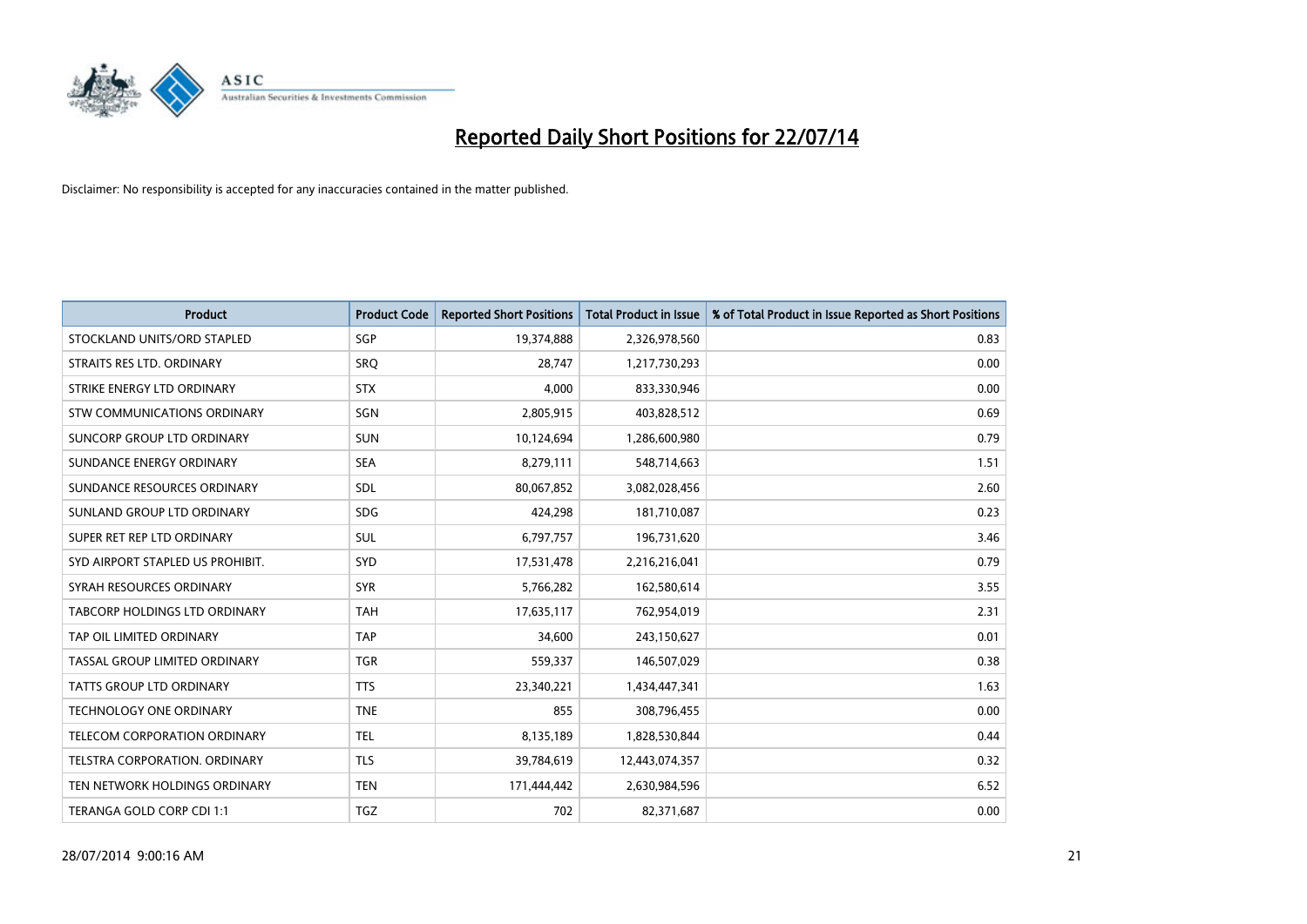# Reported Daily Short Positions for 22/07/14

Disclaimer: No responsibility is accepted for any inaccuracies contained in the matter published.

| Product | Product Code | Reported Short Positions | Total Product in Issue | % of Total Product in Issue Reported as Short Positions |
|---|---|---|---|---|
| STOCKLAND UNITS/ORD STAPLED | SGP | 19,374,888 | 2,326,978,560 | 0.83 |
| STRAITS RES LTD. ORDINARY | SRQ | 28,747 | 1,217,730,293 | 0.00 |
| STRIKE ENERGY LTD ORDINARY | STX | 4,000 | 833,330,946 | 0.00 |
| STW COMMUNICATIONS ORDINARY | SGN | 2,805,915 | 403,828,512 | 0.69 |
| SUNCORP GROUP LTD ORDINARY | SUN | 10,124,694 | 1,286,600,980 | 0.79 |
| SUNDANCE ENERGY ORDINARY | SEA | 8,279,111 | 548,714,663 | 1.51 |
| SUNDANCE RESOURCES ORDINARY | SDL | 80,067,852 | 3,082,028,456 | 2.60 |
| SUNLAND GROUP LTD ORDINARY | SDG | 424,298 | 181,710,087 | 0.23 |
| SUPER RET REP LTD ORDINARY | SUL | 6,797,757 | 196,731,620 | 3.46 |
| SYD AIRPORT STAPLED US PROHIBIT. | SYD | 17,531,478 | 2,216,216,041 | 0.79 |
| SYRAH RESOURCES ORDINARY | SYR | 5,766,282 | 162,580,614 | 3.55 |
| TABCORP HOLDINGS LTD ORDINARY | TAH | 17,635,117 | 762,954,019 | 2.31 |
| TAP OIL LIMITED ORDINARY | TAP | 34,600 | 243,150,627 | 0.01 |
| TASSAL GROUP LIMITED ORDINARY | TGR | 559,337 | 146,507,029 | 0.38 |
| TATTS GROUP LTD ORDINARY | TTS | 23,340,221 | 1,434,447,341 | 1.63 |
| TECHNOLOGY ONE ORDINARY | TNE | 855 | 308,796,455 | 0.00 |
| TELECOM CORPORATION ORDINARY | TEL | 8,135,189 | 1,828,530,844 | 0.44 |
| TELSTRA CORPORATION. ORDINARY | TLS | 39,784,619 | 12,443,074,357 | 0.32 |
| TEN NETWORK HOLDINGS ORDINARY | TEN | 171,444,442 | 2,630,984,596 | 6.52 |
| TERANGA GOLD CORP CDI 1:1 | TGZ | 702 | 82,371,687 | 0.00 |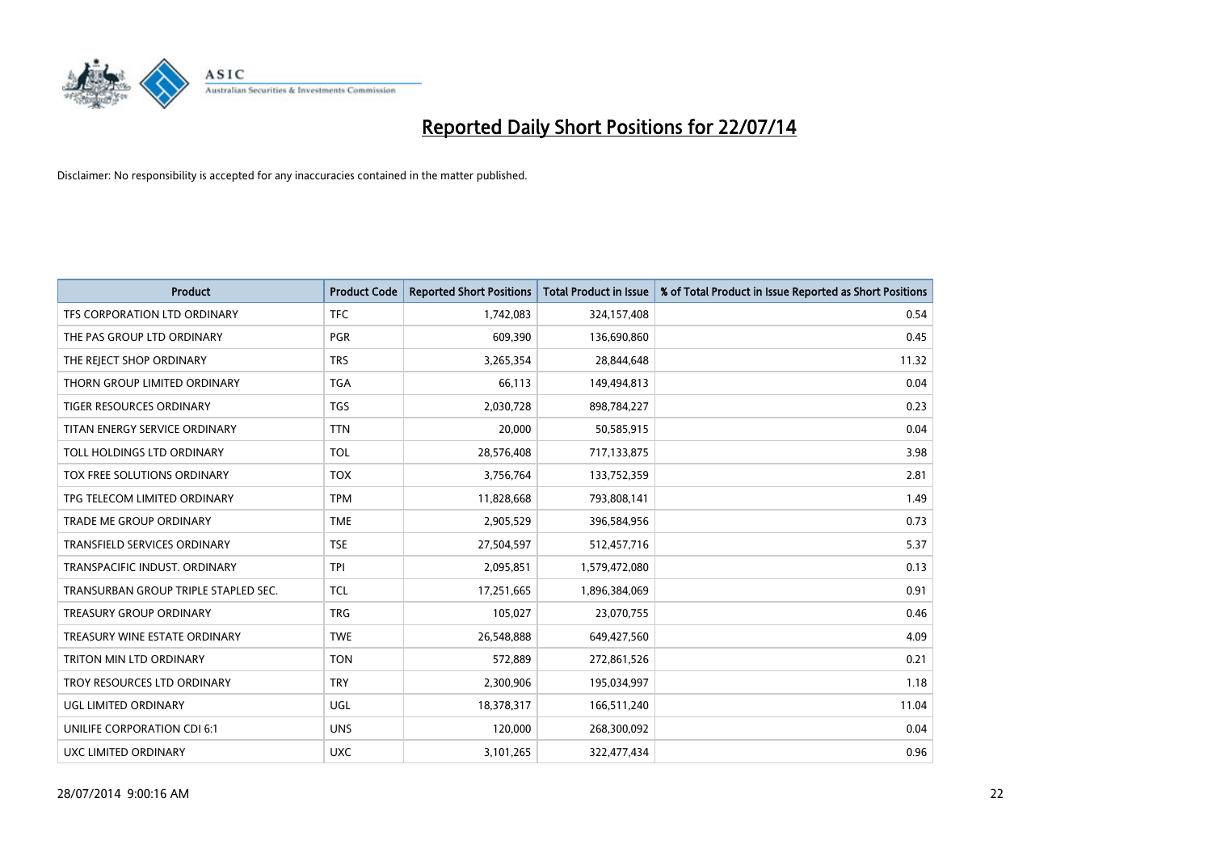# Reported Daily Short Positions for 22/07/14

Disclaimer: No responsibility is accepted for any inaccuracies contained in the matter published.

| Product | Product Code | Reported Short Positions | Total Product in Issue | % of Total Product in Issue Reported as Short Positions |
| --- | --- | --- | --- | --- |
| TFS CORPORATION LTD ORDINARY | TFC | 1,742,083 | 324,157,408 | 0.54 |
| THE PAS GROUP LTD ORDINARY | PGR | 609,390 | 136,690,860 | 0.45 |
| THE REJECT SHOP ORDINARY | TRS | 3,265,354 | 28,844,648 | 11.32 |
| THORN GROUP LIMITED ORDINARY | TGA | 66,113 | 149,494,813 | 0.04 |
| TIGER RESOURCES ORDINARY | TGS | 2,030,728 | 898,784,227 | 0.23 |
| TITAN ENERGY SERVICE ORDINARY | TTN | 20,000 | 50,585,915 | 0.04 |
| TOLL HOLDINGS LTD ORDINARY | TOL | 28,576,408 | 717,133,875 | 3.98 |
| TOX FREE SOLUTIONS ORDINARY | TOX | 3,756,764 | 133,752,359 | 2.81 |
| TPG TELECOM LIMITED ORDINARY | TPM | 11,828,668 | 793,808,141 | 1.49 |
| TRADE ME GROUP ORDINARY | TME | 2,905,529 | 396,584,956 | 0.73 |
| TRANSFIELD SERVICES ORDINARY | TSE | 27,504,597 | 512,457,716 | 5.37 |
| TRANSPACIFIC INDUST. ORDINARY | TPI | 2,095,851 | 1,579,472,080 | 0.13 |
| TRANSURBAN GROUP TRIPLE STAPLED SEC. | TCL | 17,251,665 | 1,896,384,069 | 0.91 |
| TREASURY GROUP ORDINARY | TRG | 105,027 | 23,070,755 | 0.46 |
| TREASURY WINE ESTATE ORDINARY | TWE | 26,548,888 | 649,427,560 | 4.09 |
| TRITON MIN LTD ORDINARY | TON | 572,889 | 272,861,526 | 0.21 |
| TROY RESOURCES LTD ORDINARY | TRY | 2,300,906 | 195,034,997 | 1.18 |
| UGL LIMITED ORDINARY | UGL | 18,378,317 | 166,511,240 | 11.04 |
| UNILIFE CORPORATION CDI 6:1 | UNS | 120,000 | 268,300,092 | 0.04 |
| UXC LIMITED ORDINARY | UXC | 3,101,265 | 322,477,434 | 0.96 |

28/07/2014 9:00:16 AM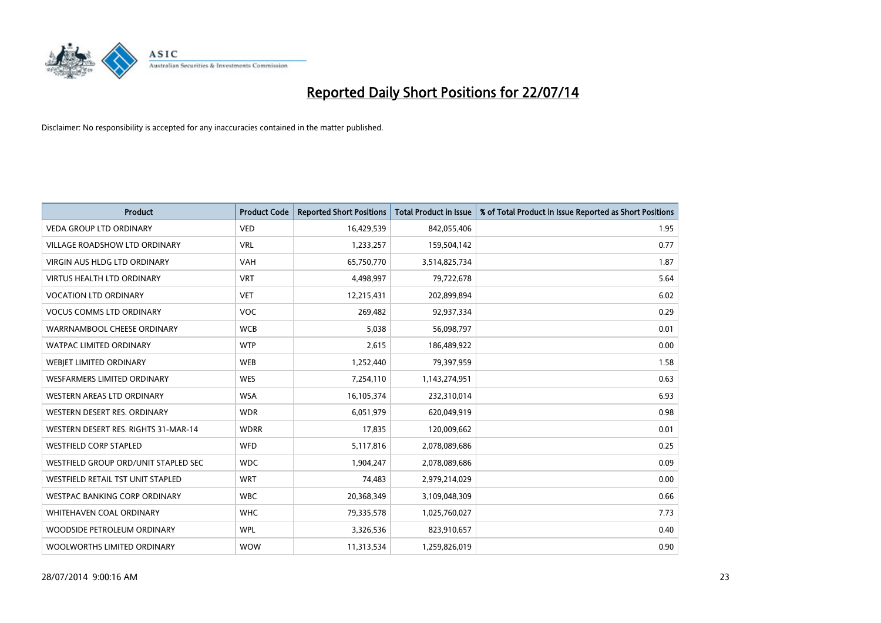# Reported Daily Short Positions for 22/07/14

Disclaimer: No responsibility is accepted for any inaccuracies contained in the matter published.

| Product | Product Code | Reported Short Positions | Total Product in Issue | % of Total Product in Issue Reported as Short Positions |
|---|---|---|---|---|
| VEDA GROUP LTD ORDINARY | VED | 16,429,539 | 842,055,406 | 1.95 |
| VILLAGE ROADSHOW LTD ORDINARY | VRL | 1,233,257 | 159,504,142 | 0.77 |
| VIRGIN AUS HLDG LTD ORDINARY | VAH | 65,750,770 | 3,514,825,734 | 1.87 |
| VIRTUS HEALTH LTD ORDINARY | VRT | 4,498,997 | 79,722,678 | 5.64 |
| VOCATION LTD ORDINARY | VET | 12,215,431 | 202,899,894 | 6.02 |
| VOCUS COMMS LTD ORDINARY | VOC | 269,482 | 92,937,334 | 0.29 |
| WARRNAMBOOL CHEESE ORDINARY | WCB | 5,038 | 56,098,797 | 0.01 |
| WATPAC LIMITED ORDINARY | WTP | 2,615 | 186,489,922 | 0.00 |
| WEBJET LIMITED ORDINARY | WEB | 1,252,440 | 79,397,959 | 1.58 |
| WESFARMERS LIMITED ORDINARY | WES | 7,254,110 | 1,143,274,951 | 0.63 |
| WESTERN AREAS LTD ORDINARY | WSA | 16,105,374 | 232,310,014 | 6.93 |
| WESTERN DESERT RES. ORDINARY | WDR | 6,051,979 | 620,049,919 | 0.98 |
| WESTERN DESERT RES. RIGHTS 31-MAR-14 | WDRR | 17,835 | 120,009,662 | 0.01 |
| WESTFIELD CORP STAPLED | WFD | 5,117,816 | 2,078,089,686 | 0.25 |
| WESTFIELD GROUP ORD/UNIT STAPLED SEC | WDC | 1,904,247 | 2,078,089,686 | 0.09 |
| WESTFIELD RETAIL TST UNIT STAPLED | WRT | 74,483 | 2,979,214,029 | 0.00 |
| WESTPAC BANKING CORP ORDINARY | WBC | 20,368,349 | 3,109,048,309 | 0.66 |
| WHITEHAVEN COAL ORDINARY | WHC | 79,335,578 | 1,025,760,027 | 7.73 |
| WOODSIDE PETROLEUM ORDINARY | WPL | 3,326,536 | 823,910,657 | 0.40 |
| WOOLWORTHS LIMITED ORDINARY | WOW | 11,313,534 | 1,259,826,019 | 0.90 |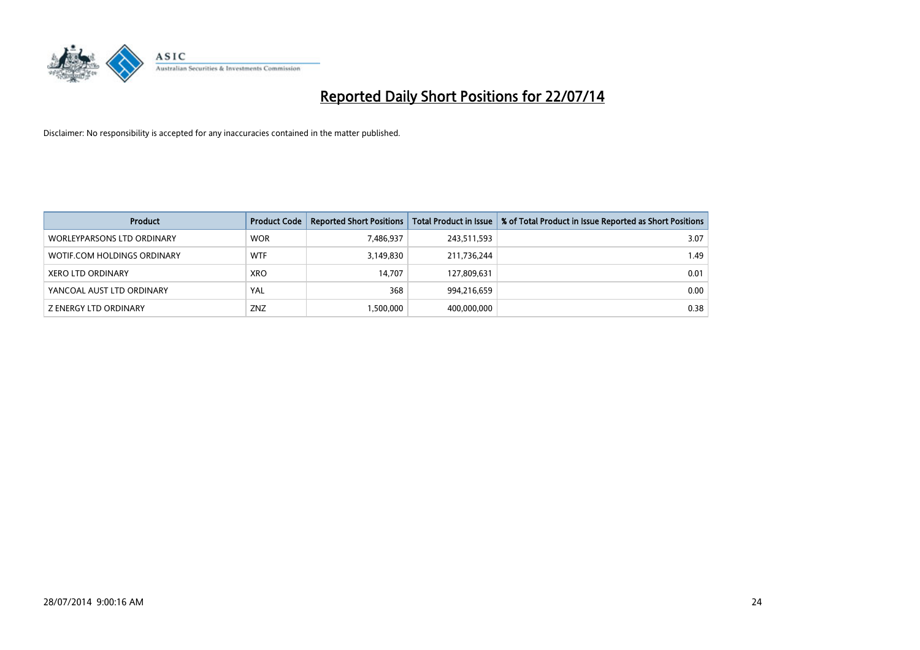# Reported Daily Short Positions for 22/07/14

Disclaimer: No responsibility is accepted for any inaccuracies contained in the matter published.

| Product | Product Code | Reported Short Positions | Total Product in Issue | % of Total Product in Issue Reported as Short Positions |
|---|---|---|---|---|
| WORLEYPARSONS LTD ORDINARY | WOR | 7,486,937 | 243,511,593 | 3.07 |
| WOTIF.COM HOLDINGS ORDINARY | WTF | 3,149,830 | 211,736,244 | 1.49 |
| XERO LTD ORDINARY | XRO | 14,707 | 127,809,631 | 0.01 |
| YANCOAL AUST LTD ORDINARY | YAL | 368 | 994,216,659 | 0.00 |
| Z ENERGY LTD ORDINARY | ZNZ | 1,500,000 | 400,000,000 | 0.38 |

28/07/2014 9:00:16 AM